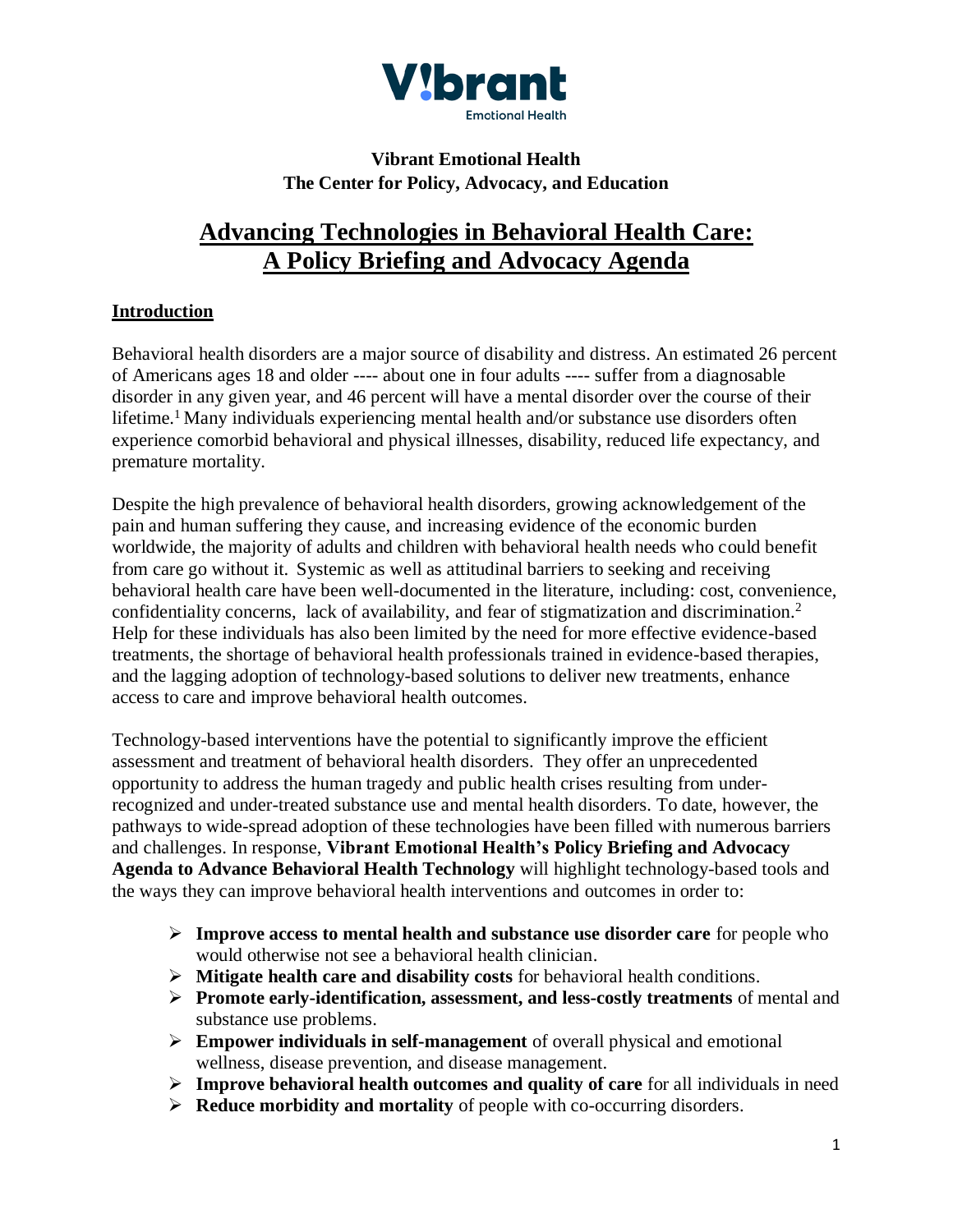**Vibrant Emotional Health**
**The Center for Policy, Advocacy, and Education**

# Advancing Technologies in Behavioral Health Care: A Policy Briefing and Advocacy Agenda

## Introduction

Behavioral health disorders are a major source of disability and distress. An estimated 26 percent of Americans ages 18 and older ---- about one in four adults ---- suffer from a diagnosable disorder in any given year, and 46 percent will have a mental disorder over the course of their lifetime.[1] Many individuals experiencing mental health and/or substance use disorders often experience comorbid behavioral and physical illnesses, disability, reduced life expectancy, and premature mortality.

Despite the high prevalence of behavioral health disorders, growing acknowledgement of the pain and human suffering they cause, and increasing evidence of the economic burden worldwide, the majority of adults and children with behavioral health needs who could benefit from care go without it. Systemic as well as attitudinal barriers to seeking and receiving behavioral health care have been well-documented in the literature, including: cost, convenience, confidentiality concerns, lack of availability, and fear of stigmatization and discrimination.[2] Help for these individuals has also been limited by the need for more effective evidence-based treatments, the shortage of behavioral health professionals trained in evidence-based therapies, and the lagging adoption of technology-based solutions to deliver new treatments, enhance access to care and improve behavioral health outcomes.

Technology-based interventions have the potential to significantly improve the efficient assessment and treatment of behavioral health disorders. They offer an unprecedented opportunity to address the human tragedy and public health crises resulting from under-recognized and under-treated substance use and mental health disorders. To date, however, the pathways to wide-spread adoption of these technologies have been filled with numerous barriers and challenges. In response, **Vibrant Emotional Health's Policy Briefing and Advocacy Agenda to Advance Behavioral Health Technology** will highlight technology-based tools and the ways they can improve behavioral health interventions and outcomes in order to:

- **Improve access to mental health and substance use disorder care** for people who would otherwise not see a behavioral health clinician.
- **Mitigate health care and disability costs** for behavioral health conditions.
- **Promote early-identification, assessment, and less-costly treatments** of mental and substance use problems.
- **Empower individuals in self-management** of overall physical and emotional wellness, disease prevention, and disease management.
- **Improve behavioral health outcomes and quality of care** for all individuals in need
- **Reduce morbidity and mortality** of people with co-occurring disorders.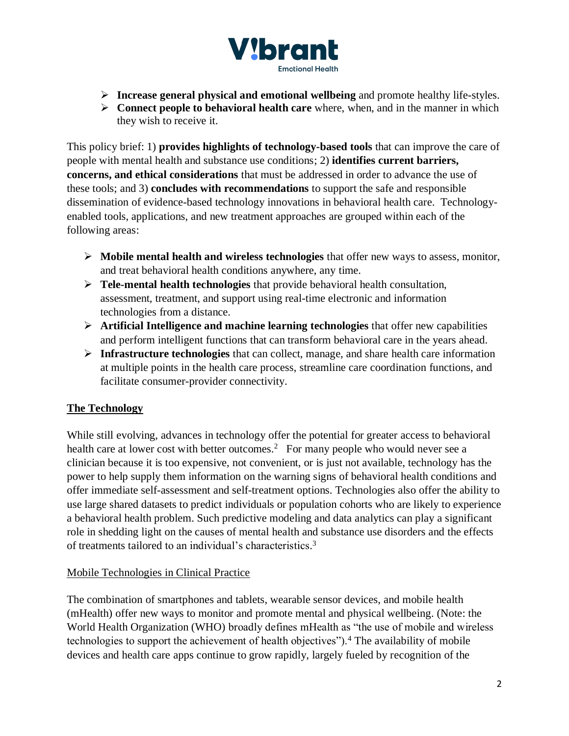- **Increase general physical and emotional wellbeing** and promote healthy life-styles.
- **Connect people to behavioral health care** where, when, and in the manner in which they wish to receive it.

This policy brief: 1) **provides highlights of technology-based tools** that can improve the care of people with mental health and substance use conditions; 2) **identifies current barriers, concerns, and ethical considerations** that must be addressed in order to advance the use of these tools; and 3) **concludes with recommendations** to support the safe and responsible dissemination of evidence-based technology innovations in behavioral health care. Technology-enabled tools, applications, and new treatment approaches are grouped within each of the following areas:

- **Mobile mental health and wireless technologies** that offer new ways to assess, monitor, and treat behavioral health conditions anywhere, any time.
- **Tele-mental health technologies** that provide behavioral health consultation, assessment, treatment, and support using real-time electronic and information technologies from a distance.
- **Artificial Intelligence and machine learning technologies** that offer new capabilities and perform intelligent functions that can transform behavioral care in the years ahead.
- **Infrastructure technologies** that can collect, manage, and share health care information at multiple points in the health care process, streamline care coordination functions, and facilitate consumer-provider connectivity.

## The Technology

While still evolving, advances in technology offer the potential for greater access to behavioral health care at lower cost with better outcomes.[2] For many people who would never see a clinician because it is too expensive, not convenient, or is just not available, technology has the power to help supply them information on the warning signs of behavioral health conditions and offer immediate self-assessment and self-treatment options. Technologies also offer the ability to use large shared datasets to predict individuals or population cohorts who are likely to experience a behavioral health problem. Such predictive modeling and data analytics can play a significant role in shedding light on the causes of mental health and substance use disorders and the effects of treatments tailored to an individual's characteristics.[3]

### Mobile Technologies in Clinical Practice

The combination of smartphones and tablets, wearable sensor devices, and mobile health (mHealth) offer new ways to monitor and promote mental and physical wellbeing. (Note: the World Health Organization (WHO) broadly defines mHealth as "the use of mobile and wireless technologies to support the achievement of health objectives").[4] The availability of mobile devices and health care apps continue to grow rapidly, largely fueled by recognition of the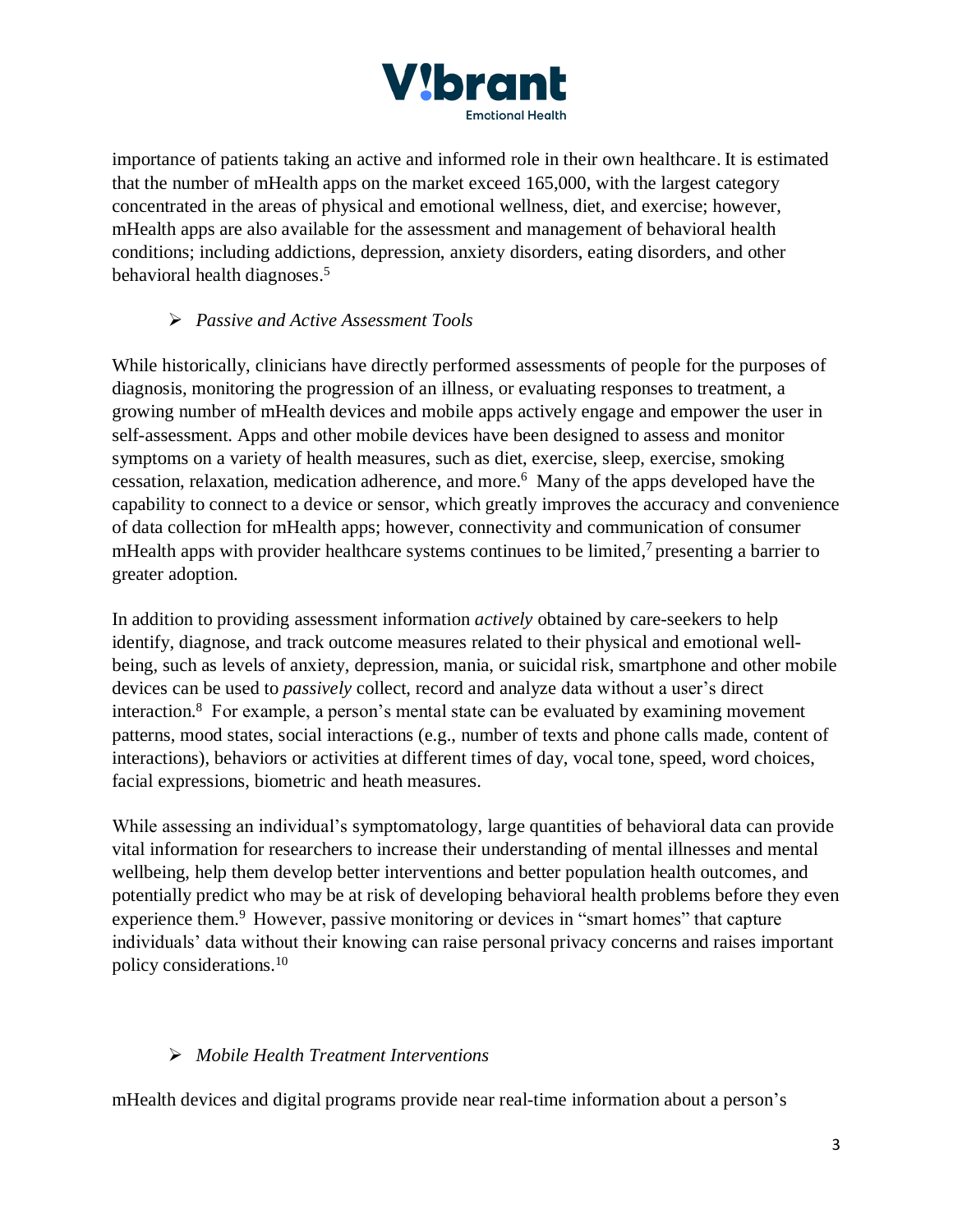importance of patients taking an active and informed role in their own healthcare. It is estimated that the number of mHealth apps on the market exceed 165,000, with the largest category concentrated in the areas of physical and emotional wellness, diet, and exercise; however, mHealth apps are also available for the assessment and management of behavioral health conditions; including addictions, depression, anxiety disorders, eating disorders, and other behavioral health diagnoses.[5]

- *Passive and Active Assessment Tools*

While historically, clinicians have directly performed assessments of people for the purposes of diagnosis, monitoring the progression of an illness, or evaluating responses to treatment, a growing number of mHealth devices and mobile apps actively engage and empower the user in self-assessment. Apps and other mobile devices have been designed to assess and monitor symptoms on a variety of health measures, such as diet, exercise, sleep, exercise, smoking cessation, relaxation, medication adherence, and more.[6] Many of the apps developed have the capability to connect to a device or sensor, which greatly improves the accuracy and convenience of data collection for mHealth apps; however, connectivity and communication of consumer mHealth apps with provider healthcare systems continues to be limited,[7] presenting a barrier to greater adoption.

In addition to providing assessment information *actively* obtained by care-seekers to help identify, diagnose, and track outcome measures related to their physical and emotional well-being, such as levels of anxiety, depression, mania, or suicidal risk, smartphone and other mobile devices can be used to *passively* collect, record and analyze data without a user's direct interaction.[8] For example, a person's mental state can be evaluated by examining movement patterns, mood states, social interactions (e.g., number of texts and phone calls made, content of interactions), behaviors or activities at different times of day, vocal tone, speed, word choices, facial expressions, biometric and heath measures.

While assessing an individual's symptomatology, large quantities of behavioral data can provide vital information for researchers to increase their understanding of mental illnesses and mental wellbeing, help them develop better interventions and better population health outcomes, and potentially predict who may be at risk of developing behavioral health problems before they even experience them.[9] However, passive monitoring or devices in "smart homes" that capture individuals' data without their knowing can raise personal privacy concerns and raises important policy considerations.[10]

- *Mobile Health Treatment Interventions*

mHealth devices and digital programs provide near real-time information about a person's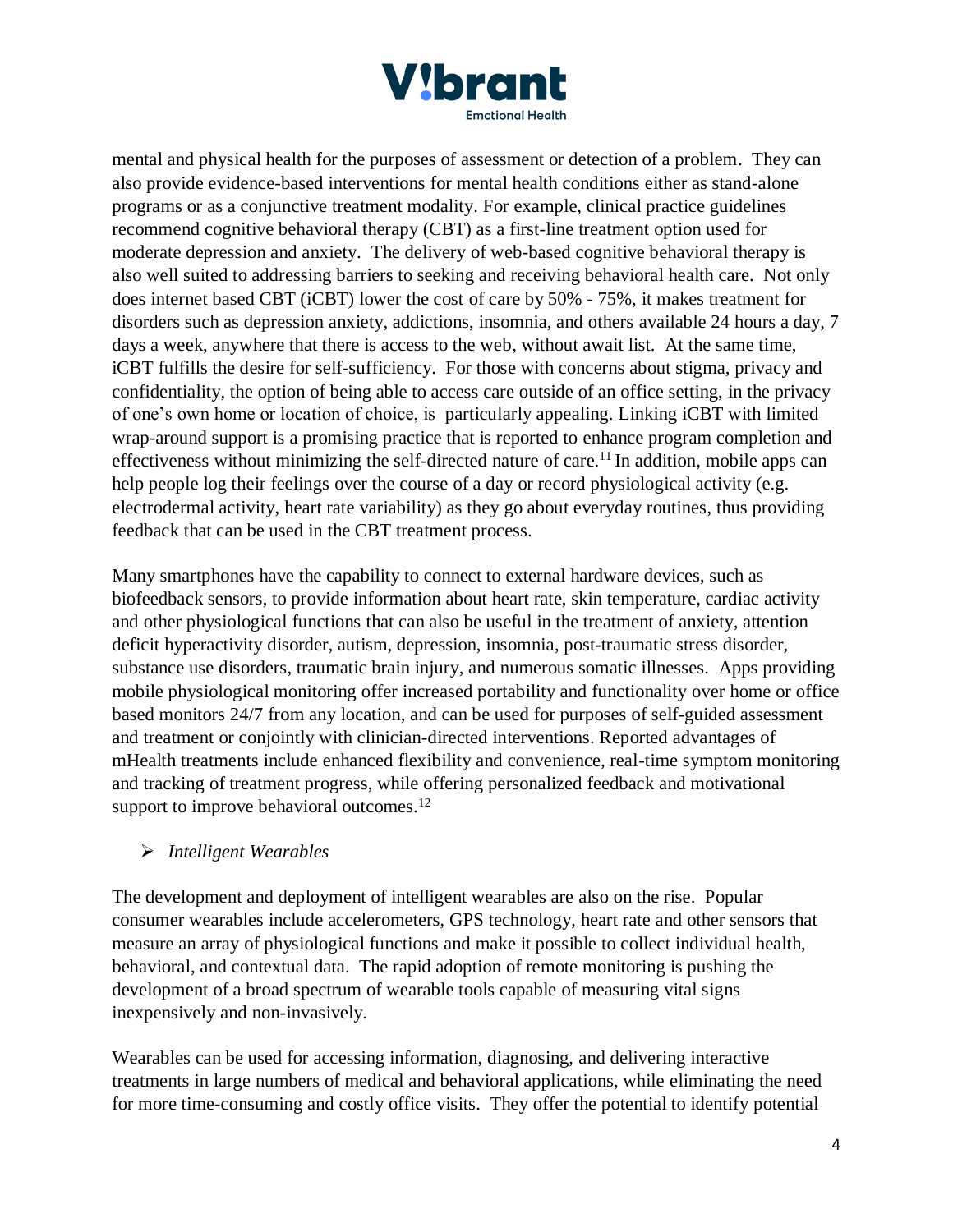mental and physical health for the purposes of assessment or detection of a problem. They can also provide evidence-based interventions for mental health conditions either as stand-alone programs or as a conjunctive treatment modality. For example, clinical practice guidelines recommend cognitive behavioral therapy (CBT) as a first-line treatment option used for moderate depression and anxiety. The delivery of web-based cognitive behavioral therapy is also well suited to addressing barriers to seeking and receiving behavioral health care. Not only does internet based CBT (iCBT) lower the cost of care by 50% - 75%, it makes treatment for disorders such as depression anxiety, addictions, insomnia, and others available 24 hours a day, 7 days a week, anywhere that there is access to the web, without await list. At the same time, iCBT fulfills the desire for self-sufficiency. For those with concerns about stigma, privacy and confidentiality, the option of being able to access care outside of an office setting, in the privacy of one's own home or location of choice, is particularly appealing. Linking iCBT with limited wrap-around support is a promising practice that is reported to enhance program completion and effectiveness without minimizing the self-directed nature of care.[11] In addition, mobile apps can help people log their feelings over the course of a day or record physiological activity (e.g. electrodermal activity, heart rate variability) as they go about everyday routines, thus providing feedback that can be used in the CBT treatment process.

Many smartphones have the capability to connect to external hardware devices, such as biofeedback sensors, to provide information about heart rate, skin temperature, cardiac activity and other physiological functions that can also be useful in the treatment of anxiety, attention deficit hyperactivity disorder, autism, depression, insomnia, post-traumatic stress disorder, substance use disorders, traumatic brain injury, and numerous somatic illnesses. Apps providing mobile physiological monitoring offer increased portability and functionality over home or office based monitors 24/7 from any location, and can be used for purposes of self-guided assessment and treatment or conjointly with clinician-directed interventions. Reported advantages of mHealth treatments include enhanced flexibility and convenience, real-time symptom monitoring and tracking of treatment progress, while offering personalized feedback and motivational support to improve behavioral outcomes.[12]

- *Intelligent Wearables*

The development and deployment of intelligent wearables are also on the rise. Popular consumer wearables include accelerometers, GPS technology, heart rate and other sensors that measure an array of physiological functions and make it possible to collect individual health, behavioral, and contextual data. The rapid adoption of remote monitoring is pushing the development of a broad spectrum of wearable tools capable of measuring vital signs inexpensively and non-invasively.

Wearables can be used for accessing information, diagnosing, and delivering interactive treatments in large numbers of medical and behavioral applications, while eliminating the need for more time-consuming and costly office visits. They offer the potential to identify potential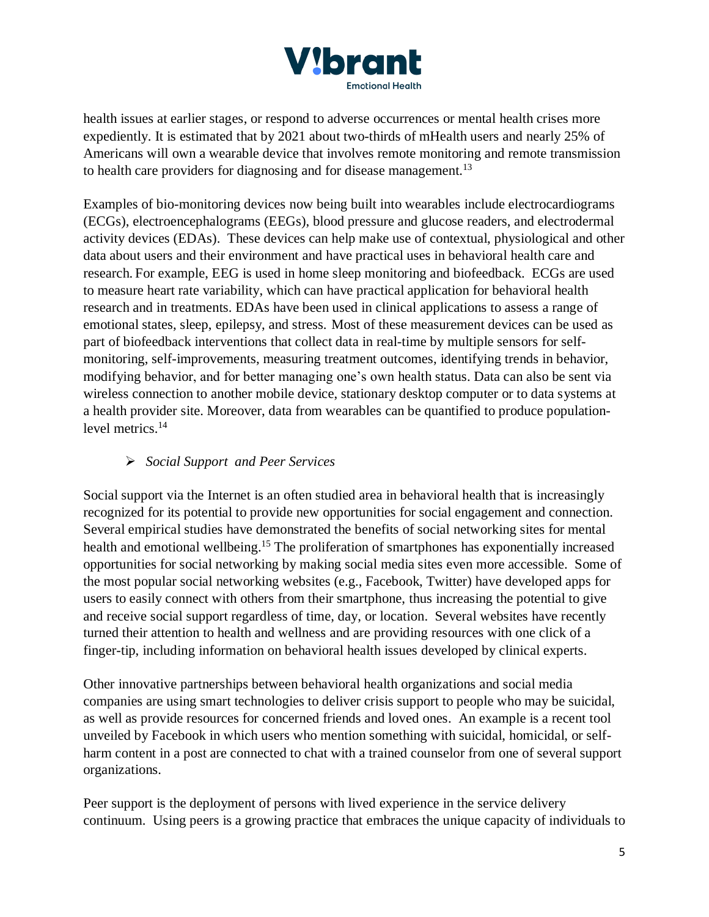health issues at earlier stages, or respond to adverse occurrences or mental health crises more expediently. It is estimated that by 2021 about two-thirds of mHealth users and nearly 25% of Americans will own a wearable device that involves remote monitoring and remote transmission to health care providers for diagnosing and for disease management.[13]

Examples of bio-monitoring devices now being built into wearables include electrocardiograms (ECGs), electroencephalograms (EEGs), blood pressure and glucose readers, and electrodermal activity devices (EDAs). These devices can help make use of contextual, physiological and other data about users and their environment and have practical uses in behavioral health care and research. For example, EEG is used in home sleep monitoring and biofeedback. ECGs are used to measure heart rate variability, which can have practical application for behavioral health research and in treatments. EDAs have been used in clinical applications to assess a range of emotional states, sleep, epilepsy, and stress. Most of these measurement devices can be used as part of biofeedback interventions that collect data in real-time by multiple sensors for self-monitoring, self-improvements, measuring treatment outcomes, identifying trends in behavior, modifying behavior, and for better managing one's own health status. Data can also be sent via wireless connection to another mobile device, stationary desktop computer or to data systems at a health provider site. Moreover, data from wearables can be quantified to produce population-level metrics.[14]

- *Social Support and Peer Services*

Social support via the Internet is an often studied area in behavioral health that is increasingly recognized for its potential to provide new opportunities for social engagement and connection. Several empirical studies have demonstrated the benefits of social networking sites for mental health and emotional wellbeing.[15] The proliferation of smartphones has exponentially increased opportunities for social networking by making social media sites even more accessible. Some of the most popular social networking websites (e.g., Facebook, Twitter) have developed apps for users to easily connect with others from their smartphone, thus increasing the potential to give and receive social support regardless of time, day, or location. Several websites have recently turned their attention to health and wellness and are providing resources with one click of a finger-tip, including information on behavioral health issues developed by clinical experts.

Other innovative partnerships between behavioral health organizations and social media companies are using smart technologies to deliver crisis support to people who may be suicidal, as well as provide resources for concerned friends and loved ones. An example is a recent tool unveiled by Facebook in which users who mention something with suicidal, homicidal, or self-harm content in a post are connected to chat with a trained counselor from one of several support organizations.

Peer support is the deployment of persons with lived experience in the service delivery continuum. Using peers is a growing practice that embraces the unique capacity of individuals to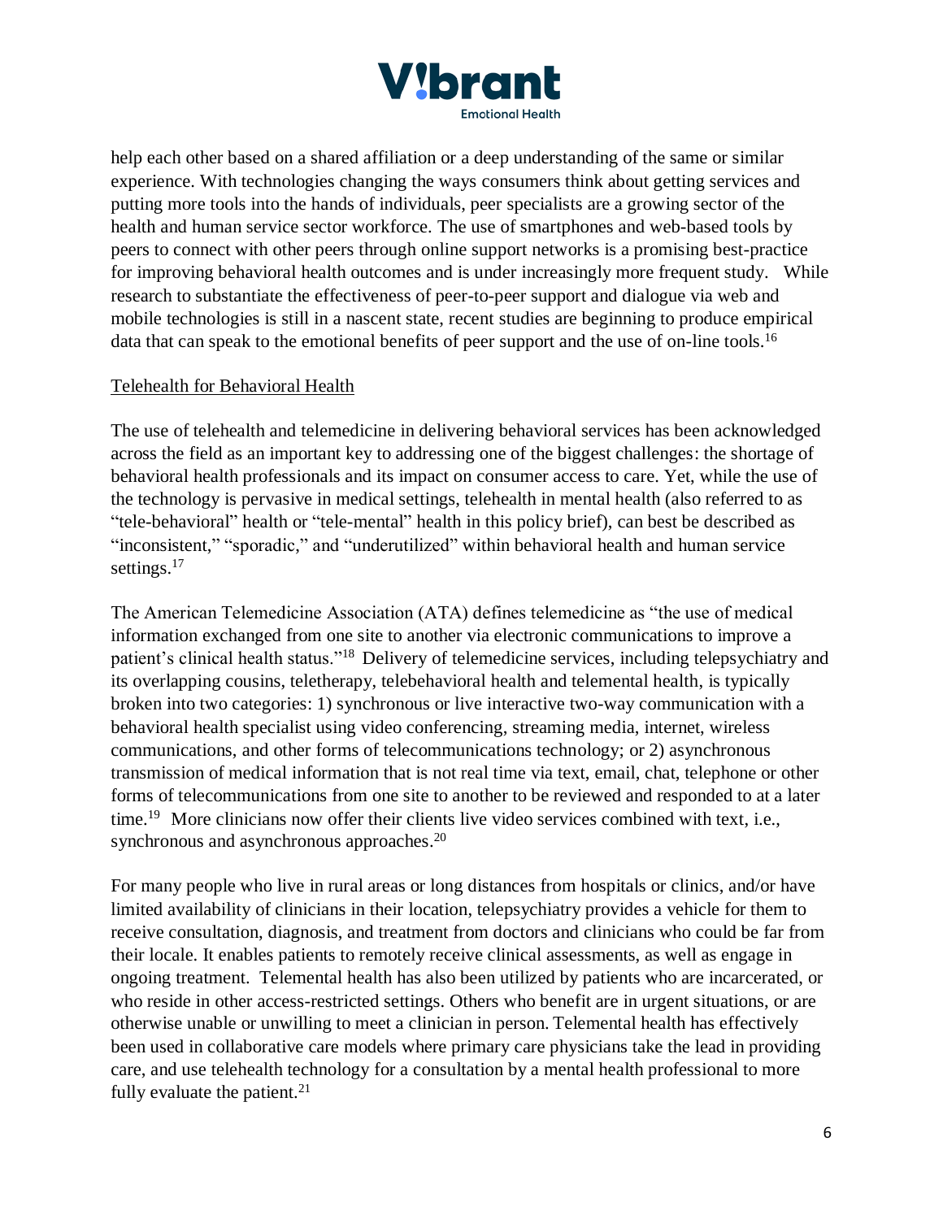help each other based on a shared affiliation or a deep understanding of the same or similar experience. With technologies changing the ways consumers think about getting services and putting more tools into the hands of individuals, peer specialists are a growing sector of the health and human service sector workforce. The use of smartphones and web-based tools by peers to connect with other peers through online support networks is a promising best-practice for improving behavioral health outcomes and is under increasingly more frequent study. While research to substantiate the effectiveness of peer-to-peer support and dialogue via web and mobile technologies is still in a nascent state, recent studies are beginning to produce empirical data that can speak to the emotional benefits of peer support and the use of on-line tools.[16]

Telehealth for Behavioral Health

The use of telehealth and telemedicine in delivering behavioral services has been acknowledged across the field as an important key to addressing one of the biggest challenges: the shortage of behavioral health professionals and its impact on consumer access to care. Yet, while the use of the technology is pervasive in medical settings, telehealth in mental health (also referred to as "tele-behavioral" health or "tele-mental" health in this policy brief), can best be described as "inconsistent," "sporadic," and "underutilized" within behavioral health and human service settings.[17]

The American Telemedicine Association (ATA) defines telemedicine as "the use of medical information exchanged from one site to another via electronic communications to improve a patient's clinical health status."[18] Delivery of telemedicine services, including telepsychiatry and its overlapping cousins, teletherapy, telebehavioral health and telemental health, is typically broken into two categories: 1) synchronous or live interactive two-way communication with a behavioral health specialist using video conferencing, streaming media, internet, wireless communications, and other forms of telecommunications technology; or 2) asynchronous transmission of medical information that is not real time via text, email, chat, telephone or other forms of telecommunications from one site to another to be reviewed and responded to at a later time.[19] More clinicians now offer their clients live video services combined with text, i.e., synchronous and asynchronous approaches.[20]

For many people who live in rural areas or long distances from hospitals or clinics, and/or have limited availability of clinicians in their location, telepsychiatry provides a vehicle for them to receive consultation, diagnosis, and treatment from doctors and clinicians who could be far from their locale. It enables patients to remotely receive clinical assessments, as well as engage in ongoing treatment. Telemental health has also been utilized by patients who are incarcerated, or who reside in other access-restricted settings. Others who benefit are in urgent situations, or are otherwise unable or unwilling to meet a clinician in person. Telemental health has effectively been used in collaborative care models where primary care physicians take the lead in providing care, and use telehealth technology for a consultation by a mental health professional to more fully evaluate the patient.[21]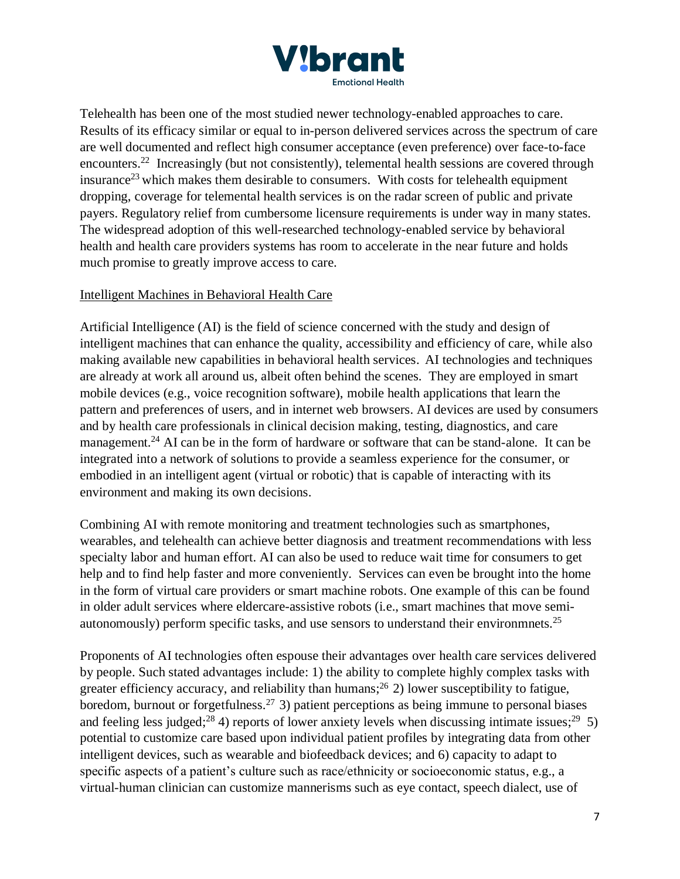Telehealth has been one of the most studied newer technology-enabled approaches to care. Results of its efficacy similar or equal to in-person delivered services across the spectrum of care are well documented and reflect high consumer acceptance (even preference) over face-to-face encounters.[22] Increasingly (but not consistently), telemental health sessions are covered through insurance[23] which makes them desirable to consumers. With costs for telehealth equipment dropping, coverage for telemental health services is on the radar screen of public and private payers. Regulatory relief from cumbersome licensure requirements is under way in many states. The widespread adoption of this well-researched technology-enabled service by behavioral health and health care providers systems has room to accelerate in the near future and holds much promise to greatly improve access to care.

## Intelligent Machines in Behavioral Health Care

Artificial Intelligence (AI) is the field of science concerned with the study and design of intelligent machines that can enhance the quality, accessibility and efficiency of care, while also making available new capabilities in behavioral health services. AI technologies and techniques are already at work all around us, albeit often behind the scenes. They are employed in smart mobile devices (e.g., voice recognition software), mobile health applications that learn the pattern and preferences of users, and in internet web browsers. AI devices are used by consumers and by health care professionals in clinical decision making, testing, diagnostics, and care management.[24] AI can be in the form of hardware or software that can be stand-alone. It can be integrated into a network of solutions to provide a seamless experience for the consumer, or embodied in an intelligent agent (virtual or robotic) that is capable of interacting with its environment and making its own decisions.

Combining AI with remote monitoring and treatment technologies such as smartphones, wearables, and telehealth can achieve better diagnosis and treatment recommendations with less specialty labor and human effort. AI can also be used to reduce wait time for consumers to get help and to find help faster and more conveniently. Services can even be brought into the home in the form of virtual care providers or smart machine robots. One example of this can be found in older adult services where eldercare-assistive robots (i.e., smart machines that move semi-autonomously) perform specific tasks, and use sensors to understand their environmnets.[25]

Proponents of AI technologies often espouse their advantages over health care services delivered by people. Such stated advantages include: 1) the ability to complete highly complex tasks with greater efficiency accuracy, and reliability than humans;[26] 2) lower susceptibility to fatigue, boredom, burnout or forgetfulness.[27] 3) patient perceptions as being immune to personal biases and feeling less judged;[28] 4) reports of lower anxiety levels when discussing intimate issues;[29] 5) potential to customize care based upon individual patient profiles by integrating data from other intelligent devices, such as wearable and biofeedback devices; and 6) capacity to adapt to specific aspects of a patient's culture such as race/ethnicity or socioeconomic status, e.g., a virtual-human clinician can customize mannerisms such as eye contact, speech dialect, use of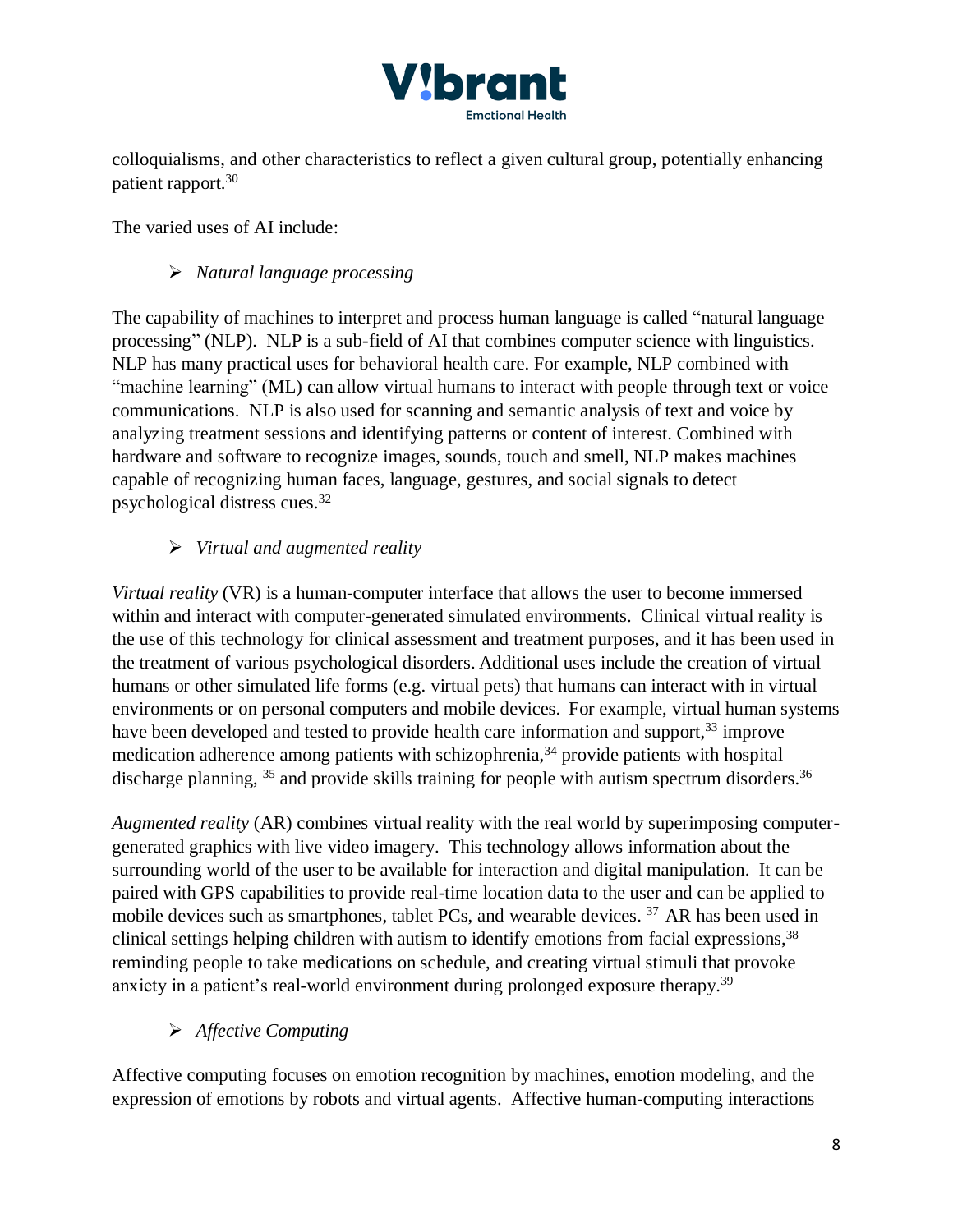colloquialisms, and other characteristics to reflect a given cultural group, potentially enhancing patient rapport.[30]

The varied uses of AI include:

- *Natural language processing*

The capability of machines to interpret and process human language is called "natural language processing" (NLP). NLP is a sub-field of AI that combines computer science with linguistics. NLP has many practical uses for behavioral health care. For example, NLP combined with "machine learning" (ML) can allow virtual humans to interact with people through text or voice communications. NLP is also used for scanning and semantic analysis of text and voice by analyzing treatment sessions and identifying patterns or content of interest. Combined with hardware and software to recognize images, sounds, touch and smell, NLP makes machines capable of recognizing human faces, language, gestures, and social signals to detect psychological distress cues.[32]

- *Virtual and augmented reality*

*Virtual reality* (VR) is a human-computer interface that allows the user to become immersed within and interact with computer-generated simulated environments. Clinical virtual reality is the use of this technology for clinical assessment and treatment purposes, and it has been used in the treatment of various psychological disorders. Additional uses include the creation of virtual humans or other simulated life forms (e.g. virtual pets) that humans can interact with in virtual environments or on personal computers and mobile devices. For example, virtual human systems have been developed and tested to provide health care information and support,[33] improve medication adherence among patients with schizophrenia,[34] provide patients with hospital discharge planning, [35] and provide skills training for people with autism spectrum disorders.[36]

*Augmented reality* (AR) combines virtual reality with the real world by superimposing computer-generated graphics with live video imagery. This technology allows information about the surrounding world of the user to be available for interaction and digital manipulation. It can be paired with GPS capabilities to provide real-time location data to the user and can be applied to mobile devices such as smartphones, tablet PCs, and wearable devices. [37] AR has been used in clinical settings helping children with autism to identify emotions from facial expressions,[38] reminding people to take medications on schedule, and creating virtual stimuli that provoke anxiety in a patient's real-world environment during prolonged exposure therapy.[39]

- *Affective Computing*

Affective computing focuses on emotion recognition by machines, emotion modeling, and the expression of emotions by robots and virtual agents. Affective human-computing interactions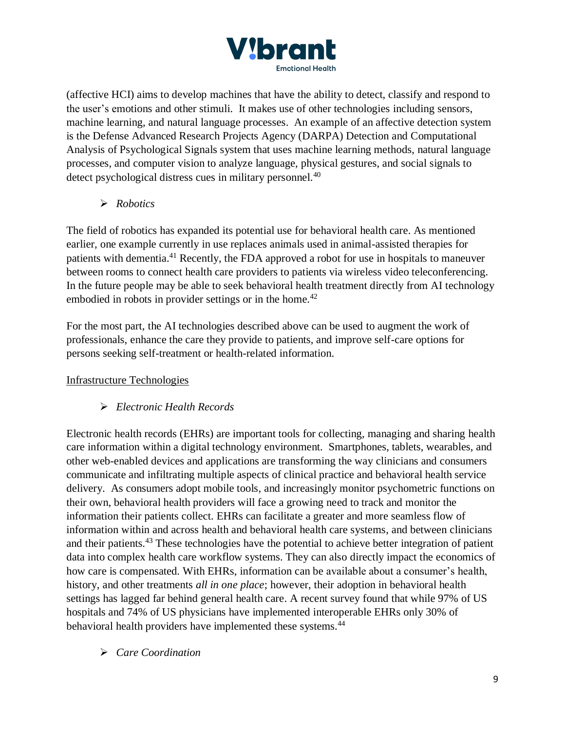(affective HCI) aims to develop machines that have the ability to detect, classify and respond to the user's emotions and other stimuli. It makes use of other technologies including sensors, machine learning, and natural language processes. An example of an affective detection system is the Defense Advanced Research Projects Agency (DARPA) Detection and Computational Analysis of Psychological Signals system that uses machine learning methods, natural language processes, and computer vision to analyze language, physical gestures, and social signals to detect psychological distress cues in military personnel.[40]

- *Robotics*

The field of robotics has expanded its potential use for behavioral health care. As mentioned earlier, one example currently in use replaces animals used in animal-assisted therapies for patients with dementia.[41] Recently, the FDA approved a robot for use in hospitals to maneuver between rooms to connect health care providers to patients via wireless video teleconferencing. In the future people may be able to seek behavioral health treatment directly from AI technology embodied in robots in provider settings or in the home.[42]

For the most part, the AI technologies described above can be used to augment the work of professionals, enhance the care they provide to patients, and improve self-care options for persons seeking self-treatment or health-related information.

<u>Infrastructure Technologies</u>

- *Electronic Health Records*

Electronic health records (EHRs) are important tools for collecting, managing and sharing health care information within a digital technology environment. Smartphones, tablets, wearables, and other web-enabled devices and applications are transforming the way clinicians and consumers communicate and infiltrating multiple aspects of clinical practice and behavioral health service delivery. As consumers adopt mobile tools, and increasingly monitor psychometric functions on their own, behavioral health providers will face a growing need to track and monitor the information their patients collect. EHRs can facilitate a greater and more seamless flow of information within and across health and behavioral health care systems, and between clinicians and their patients.[43] These technologies have the potential to achieve better integration of patient data into complex health care workflow systems. They can also directly impact the economics of how care is compensated. With EHRs, information can be available about a consumer's health, history, and other treatments *all in one place*; however, their adoption in behavioral health settings has lagged far behind general health care. A recent survey found that while 97% of US hospitals and 74% of US physicians have implemented interoperable EHRs only 30% of behavioral health providers have implemented these systems.[44]

- *Care Coordination*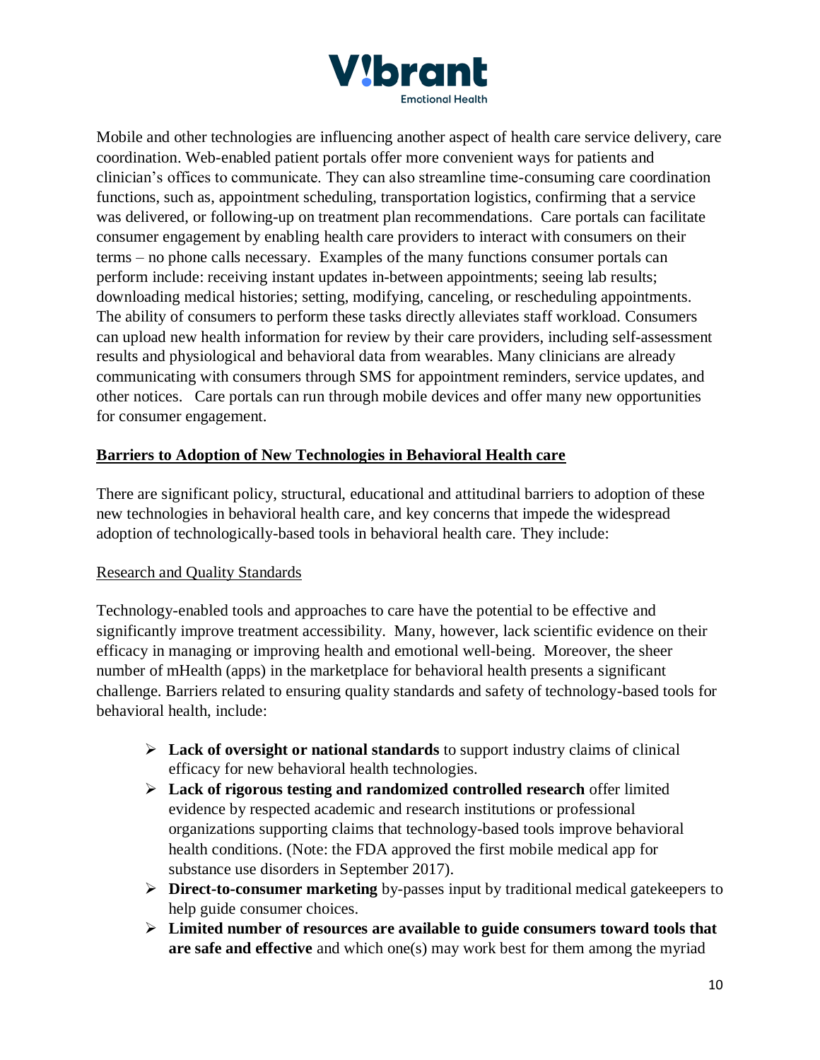Mobile and other technologies are influencing another aspect of health care service delivery, care coordination. Web-enabled patient portals offer more convenient ways for patients and clinician's offices to communicate. They can also streamline time-consuming care coordination functions, such as, appointment scheduling, transportation logistics, confirming that a service was delivered, or following-up on treatment plan recommendations. Care portals can facilitate consumer engagement by enabling health care providers to interact with consumers on their terms – no phone calls necessary. Examples of the many functions consumer portals can perform include: receiving instant updates in-between appointments; seeing lab results; downloading medical histories; setting, modifying, canceling, or rescheduling appointments. The ability of consumers to perform these tasks directly alleviates staff workload. Consumers can upload new health information for review by their care providers, including self-assessment results and physiological and behavioral data from wearables. Many clinicians are already communicating with consumers through SMS for appointment reminders, service updates, and other notices. Care portals can run through mobile devices and offer many new opportunities for consumer engagement.

## Barriers to Adoption of New Technologies in Behavioral Health care

There are significant policy, structural, educational and attitudinal barriers to adoption of these new technologies in behavioral health care, and key concerns that impede the widespread adoption of technologically-based tools in behavioral health care. They include:

### Research and Quality Standards

Technology-enabled tools and approaches to care have the potential to be effective and significantly improve treatment accessibility. Many, however, lack scientific evidence on their efficacy in managing or improving health and emotional well-being. Moreover, the sheer number of mHealth (apps) in the marketplace for behavioral health presents a significant challenge. Barriers related to ensuring quality standards and safety of technology-based tools for behavioral health, include:

- **Lack of oversight or national standards** to support industry claims of clinical efficacy for new behavioral health technologies.
- **Lack of rigorous testing and randomized controlled research** offer limited evidence by respected academic and research institutions or professional organizations supporting claims that technology-based tools improve behavioral health conditions. (Note: the FDA approved the first mobile medical app for substance use disorders in September 2017).
- **Direct-to-consumer marketing** by-passes input by traditional medical gatekeepers to help guide consumer choices.
- **Limited number of resources are available to guide consumers toward tools that are safe and effective** and which one(s) may work best for them among the myriad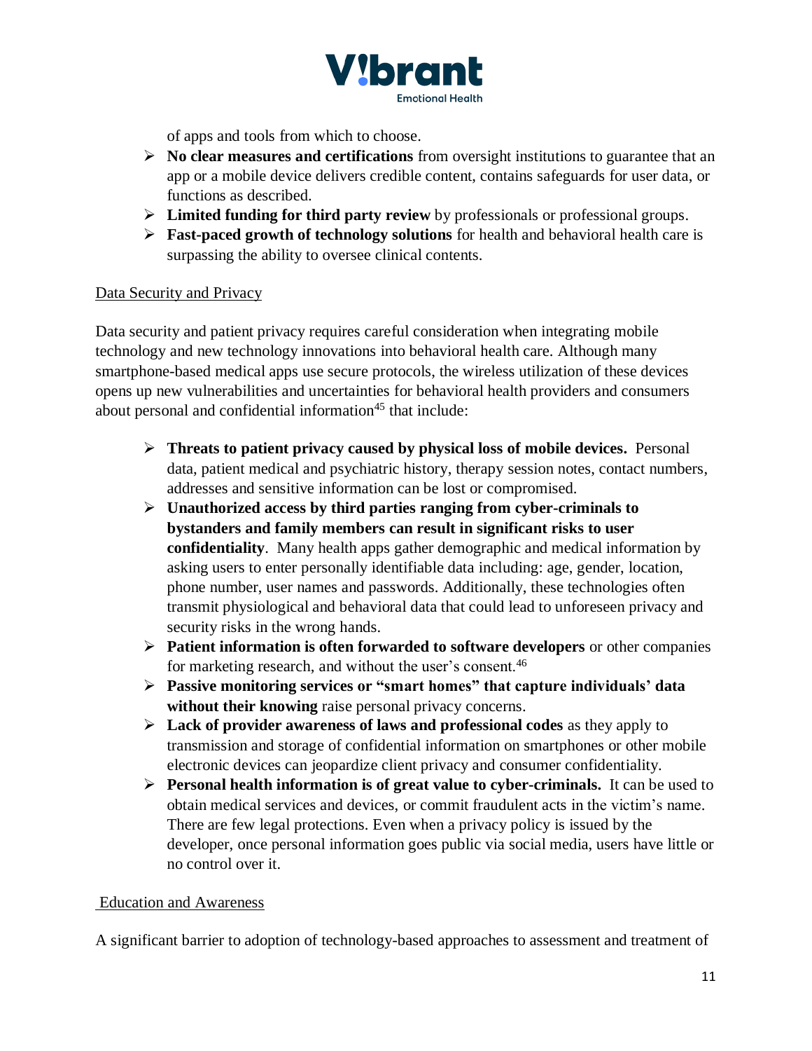of apps and tools from which to choose.

- **No clear measures and certifications** from oversight institutions to guarantee that an app or a mobile device delivers credible content, contains safeguards for user data, or functions as described.
- **Limited funding for third party review** by professionals or professional groups.
- **Fast-paced growth of technology solutions** for health and behavioral health care is surpassing the ability to oversee clinical contents.

Data Security and Privacy

Data security and patient privacy requires careful consideration when integrating mobile technology and new technology innovations into behavioral health care. Although many smartphone-based medical apps use secure protocols, the wireless utilization of these devices opens up new vulnerabilities and uncertainties for behavioral health providers and consumers about personal and confidential information[45] that include:

- **Threats to patient privacy caused by physical loss of mobile devices.** Personal data, patient medical and psychiatric history, therapy session notes, contact numbers, addresses and sensitive information can be lost or compromised.
- **Unauthorized access by third parties ranging from cyber-criminals to bystanders and family members can result in significant risks to user confidentiality**. Many health apps gather demographic and medical information by asking users to enter personally identifiable data including: age, gender, location, phone number, user names and passwords. Additionally, these technologies often transmit physiological and behavioral data that could lead to unforeseen privacy and security risks in the wrong hands.
- **Patient information is often forwarded to software developers** or other companies for marketing research, and without the user's consent.[46]
- **Passive monitoring services or "smart homes" that capture individuals' data without their knowing** raise personal privacy concerns.
- **Lack of provider awareness of laws and professional codes** as they apply to transmission and storage of confidential information on smartphones or other mobile electronic devices can jeopardize client privacy and consumer confidentiality.
- **Personal health information is of great value to cyber-criminals.** It can be used to obtain medical services and devices, or commit fraudulent acts in the victim's name. There are few legal protections. Even when a privacy policy is issued by the developer, once personal information goes public via social media, users have little or no control over it.

Education and Awareness

A significant barrier to adoption of technology-based approaches to assessment and treatment of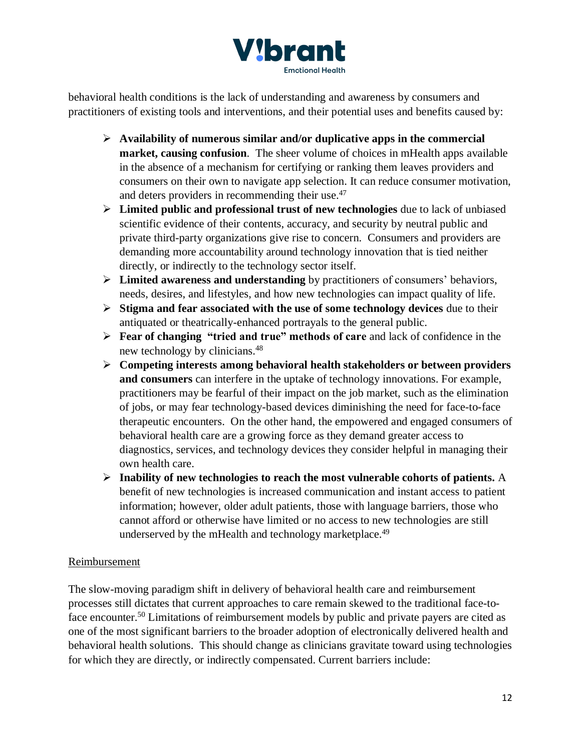behavioral health conditions is the lack of understanding and awareness by consumers and practitioners of existing tools and interventions, and their potential uses and benefits caused by:

- **Availability of numerous similar and/or duplicative apps in the commercial market, causing confusion**. The sheer volume of choices in mHealth apps available in the absence of a mechanism for certifying or ranking them leaves providers and consumers on their own to navigate app selection. It can reduce consumer motivation, and deters providers in recommending their use.[47]
- **Limited public and professional trust of new technologies** due to lack of unbiased scientific evidence of their contents, accuracy, and security by neutral public and private third-party organizations give rise to concern. Consumers and providers are demanding more accountability around technology innovation that is tied neither directly, or indirectly to the technology sector itself.
- **Limited awareness and understanding** by practitioners of consumers' behaviors, needs, desires, and lifestyles, and how new technologies can impact quality of life.
- **Stigma and fear associated with the use of some technology devices** due to their antiquated or theatrically-enhanced portrayals to the general public.
- **Fear of changing "tried and true" methods of care** and lack of confidence in the new technology by clinicians.[48]
- **Competing interests among behavioral health stakeholders or between providers and consumers** can interfere in the uptake of technology innovations. For example, practitioners may be fearful of their impact on the job market, such as the elimination of jobs, or may fear technology-based devices diminishing the need for face-to-face therapeutic encounters. On the other hand, the empowered and engaged consumers of behavioral health care are a growing force as they demand greater access to diagnostics, services, and technology devices they consider helpful in managing their own health care.
- **Inability of new technologies to reach the most vulnerable cohorts of patients.** A benefit of new technologies is increased communication and instant access to patient information; however, older adult patients, those with language barriers, those who cannot afford or otherwise have limited or no access to new technologies are still underserved by the mHealth and technology marketplace.[49]

<u>Reimbursement</u>

The slow-moving paradigm shift in delivery of behavioral health care and reimbursement processes still dictates that current approaches to care remain skewed to the traditional face-to-face encounter.[50] Limitations of reimbursement models by public and private payers are cited as one of the most significant barriers to the broader adoption of electronically delivered health and behavioral health solutions. This should change as clinicians gravitate toward using technologies for which they are directly, or indirectly compensated. Current barriers include: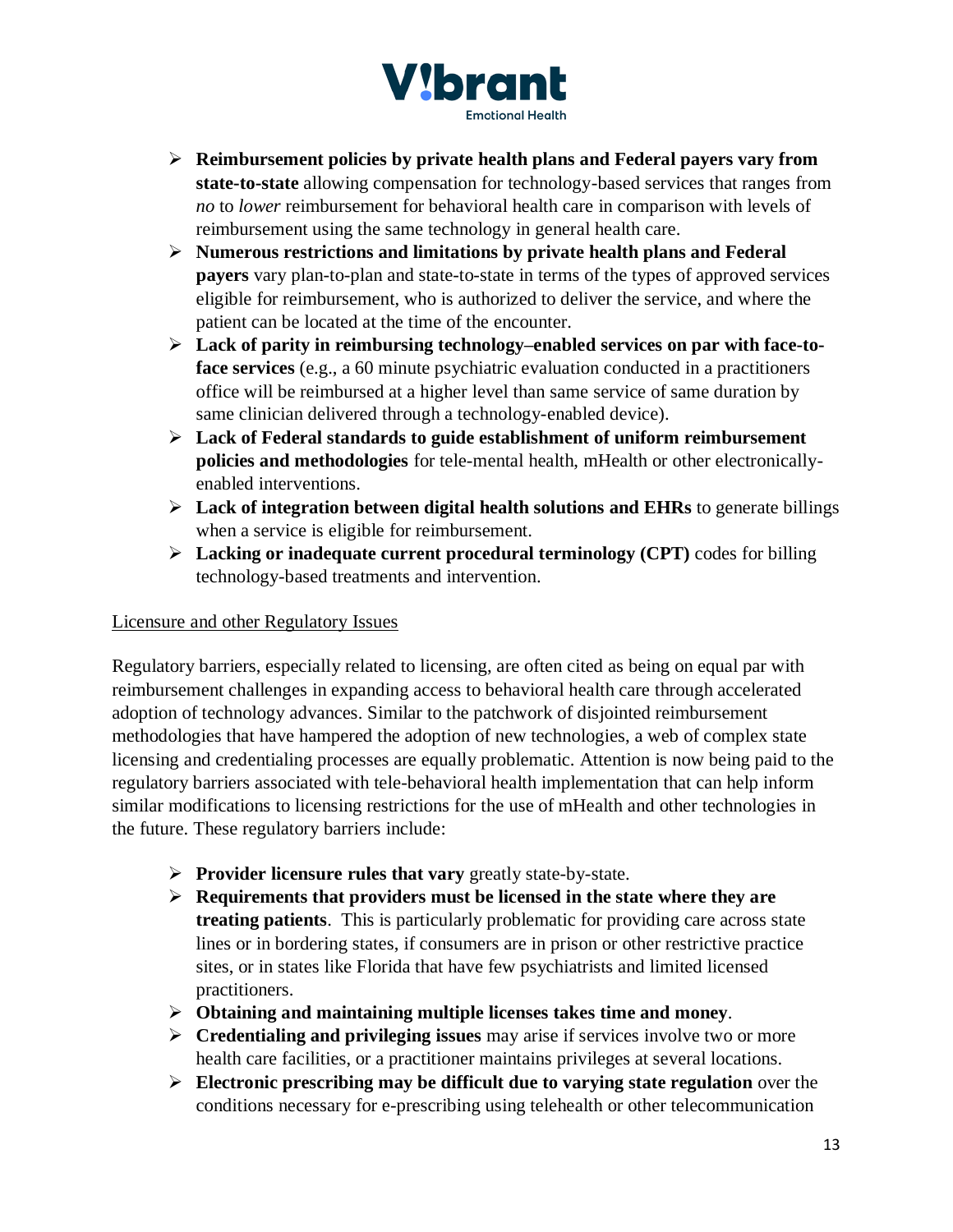- **Reimbursement policies by private health plans and Federal payers vary from state-to-state** allowing compensation for technology-based services that ranges from *no* to *lower* reimbursement for behavioral health care in comparison with levels of reimbursement using the same technology in general health care.
- **Numerous restrictions and limitations by private health plans and Federal payers** vary plan-to-plan and state-to-state in terms of the types of approved services eligible for reimbursement, who is authorized to deliver the service, and where the patient can be located at the time of the encounter.
- **Lack of parity in reimbursing technology–enabled services on par with face-to-face services** (e.g., a 60 minute psychiatric evaluation conducted in a practitioners office will be reimbursed at a higher level than same service of same duration by same clinician delivered through a technology-enabled device).
- **Lack of Federal standards to guide establishment of uniform reimbursement policies and methodologies** for tele-mental health, mHealth or other electronically-enabled interventions.
- **Lack of integration between digital health solutions and EHRs** to generate billings when a service is eligible for reimbursement.
- **Lacking or inadequate current procedural terminology (CPT)** codes for billing technology-based treatments and intervention.

<u>Licensure and other Regulatory Issues</u>

Regulatory barriers, especially related to licensing, are often cited as being on equal par with reimbursement challenges in expanding access to behavioral health care through accelerated adoption of technology advances. Similar to the patchwork of disjointed reimbursement methodologies that have hampered the adoption of new technologies, a web of complex state licensing and credentialing processes are equally problematic. Attention is now being paid to the regulatory barriers associated with tele-behavioral health implementation that can help inform similar modifications to licensing restrictions for the use of mHealth and other technologies in the future. These regulatory barriers include:

- **Provider licensure rules that vary** greatly state-by-state.
- **Requirements that providers must be licensed in the state where they are treating patients**. This is particularly problematic for providing care across state lines or in bordering states, if consumers are in prison or other restrictive practice sites, or in states like Florida that have few psychiatrists and limited licensed practitioners.
- **Obtaining and maintaining multiple licenses takes time and money**.
- **Credentialing and privileging issues** may arise if services involve two or more health care facilities, or a practitioner maintains privileges at several locations.
- **Electronic prescribing may be difficult due to varying state regulation** over the conditions necessary for e-prescribing using telehealth or other telecommunication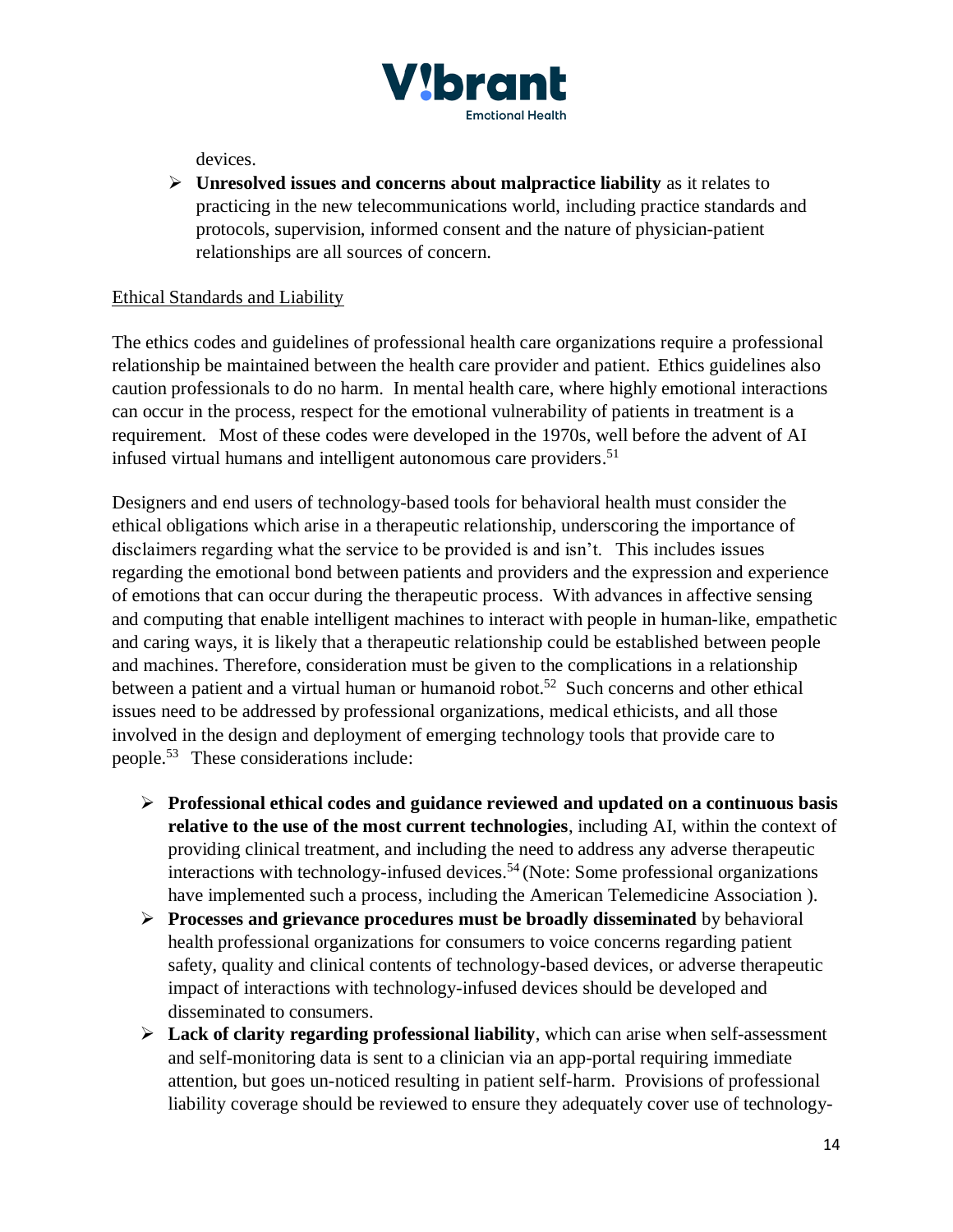devices.

- **Unresolved issues and concerns about malpractice liability** as it relates to practicing in the new telecommunications world, including practice standards and protocols, supervision, informed consent and the nature of physician-patient relationships are all sources of concern.

Ethical Standards and Liability

The ethics codes and guidelines of professional health care organizations require a professional relationship be maintained between the health care provider and patient. Ethics guidelines also caution professionals to do no harm. In mental health care, where highly emotional interactions can occur in the process, respect for the emotional vulnerability of patients in treatment is a requirement. Most of these codes were developed in the 1970s, well before the advent of AI infused virtual humans and intelligent autonomous care providers.[51]

Designers and end users of technology-based tools for behavioral health must consider the ethical obligations which arise in a therapeutic relationship, underscoring the importance of disclaimers regarding what the service to be provided is and isn't. This includes issues regarding the emotional bond between patients and providers and the expression and experience of emotions that can occur during the therapeutic process. With advances in affective sensing and computing that enable intelligent machines to interact with people in human-like, empathetic and caring ways, it is likely that a therapeutic relationship could be established between people and machines. Therefore, consideration must be given to the complications in a relationship between a patient and a virtual human or humanoid robot.[52] Such concerns and other ethical issues need to be addressed by professional organizations, medical ethicists, and all those involved in the design and deployment of emerging technology tools that provide care to people.[53] These considerations include:

- **Professional ethical codes and guidance reviewed and updated on a continuous basis relative to the use of the most current technologies**, including AI, within the context of providing clinical treatment, and including the need to address any adverse therapeutic interactions with technology-infused devices.[54] (Note: Some professional organizations have implemented such a process, including the American Telemedicine Association ).
- **Processes and grievance procedures must be broadly disseminated** by behavioral health professional organizations for consumers to voice concerns regarding patient safety, quality and clinical contents of technology-based devices, or adverse therapeutic impact of interactions with technology-infused devices should be developed and disseminated to consumers.
- **Lack of clarity regarding professional liability**, which can arise when self-assessment and self-monitoring data is sent to a clinician via an app-portal requiring immediate attention, but goes un-noticed resulting in patient self-harm. Provisions of professional liability coverage should be reviewed to ensure they adequately cover use of technology-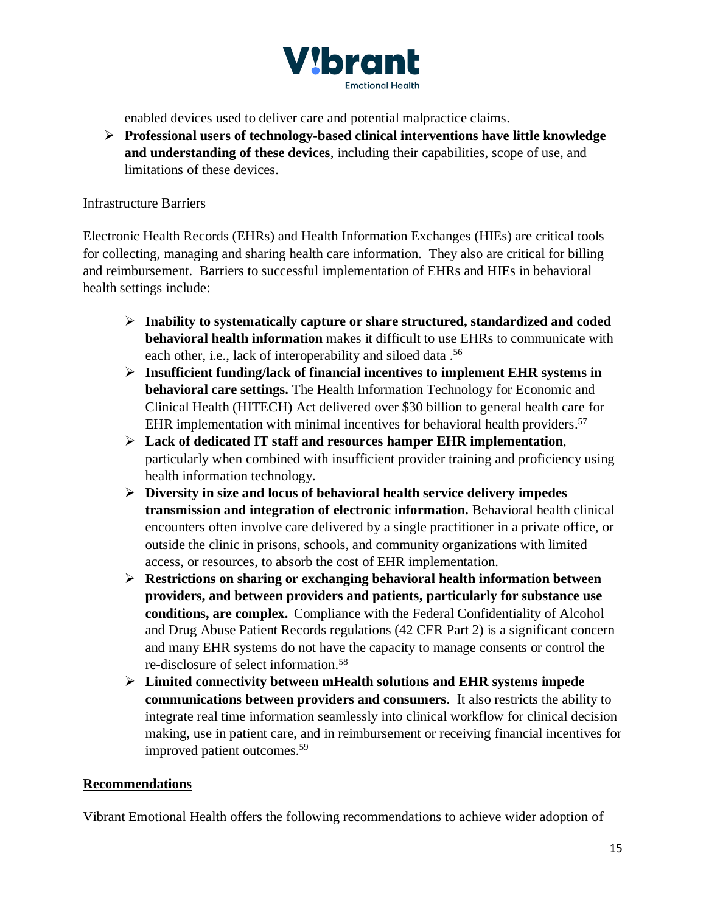enabled devices used to deliver care and potential malpractice claims.

- **Professional users of technology-based clinical interventions have little knowledge and understanding of these devices**, including their capabilities, scope of use, and limitations of these devices.

Infrastructure Barriers

Electronic Health Records (EHRs) and Health Information Exchanges (HIEs) are critical tools for collecting, managing and sharing health care information. They also are critical for billing and reimbursement. Barriers to successful implementation of EHRs and HIEs in behavioral health settings include:

- **Inability to systematically capture or share structured, standardized and coded behavioral health information** makes it difficult to use EHRs to communicate with each other, i.e., lack of interoperability and siloed data .[56]
- **Insufficient funding/lack of financial incentives to implement EHR systems in behavioral care settings.** The Health Information Technology for Economic and Clinical Health (HITECH) Act delivered over $30 billion to general health care for EHR implementation with minimal incentives for behavioral health providers.[57]
- **Lack of dedicated IT staff and resources hamper EHR implementation**, particularly when combined with insufficient provider training and proficiency using health information technology.
- **Diversity in size and locus of behavioral health service delivery impedes transmission and integration of electronic information.** Behavioral health clinical encounters often involve care delivered by a single practitioner in a private office, or outside the clinic in prisons, schools, and community organizations with limited access, or resources, to absorb the cost of EHR implementation.
- **Restrictions on sharing or exchanging behavioral health information between providers, and between providers and patients, particularly for substance use conditions, are complex.** Compliance with the Federal Confidentiality of Alcohol and Drug Abuse Patient Records regulations (42 CFR Part 2) is a significant concern and many EHR systems do not have the capacity to manage consents or control the re-disclosure of select information.[58]
- **Limited connectivity between mHealth solutions and EHR systems impede communications between providers and consumers**. It also restricts the ability to integrate real time information seamlessly into clinical workflow for clinical decision making, use in patient care, and in reimbursement or receiving financial incentives for improved patient outcomes.[59]

## Recommendations

Vibrant Emotional Health offers the following recommendations to achieve wider adoption of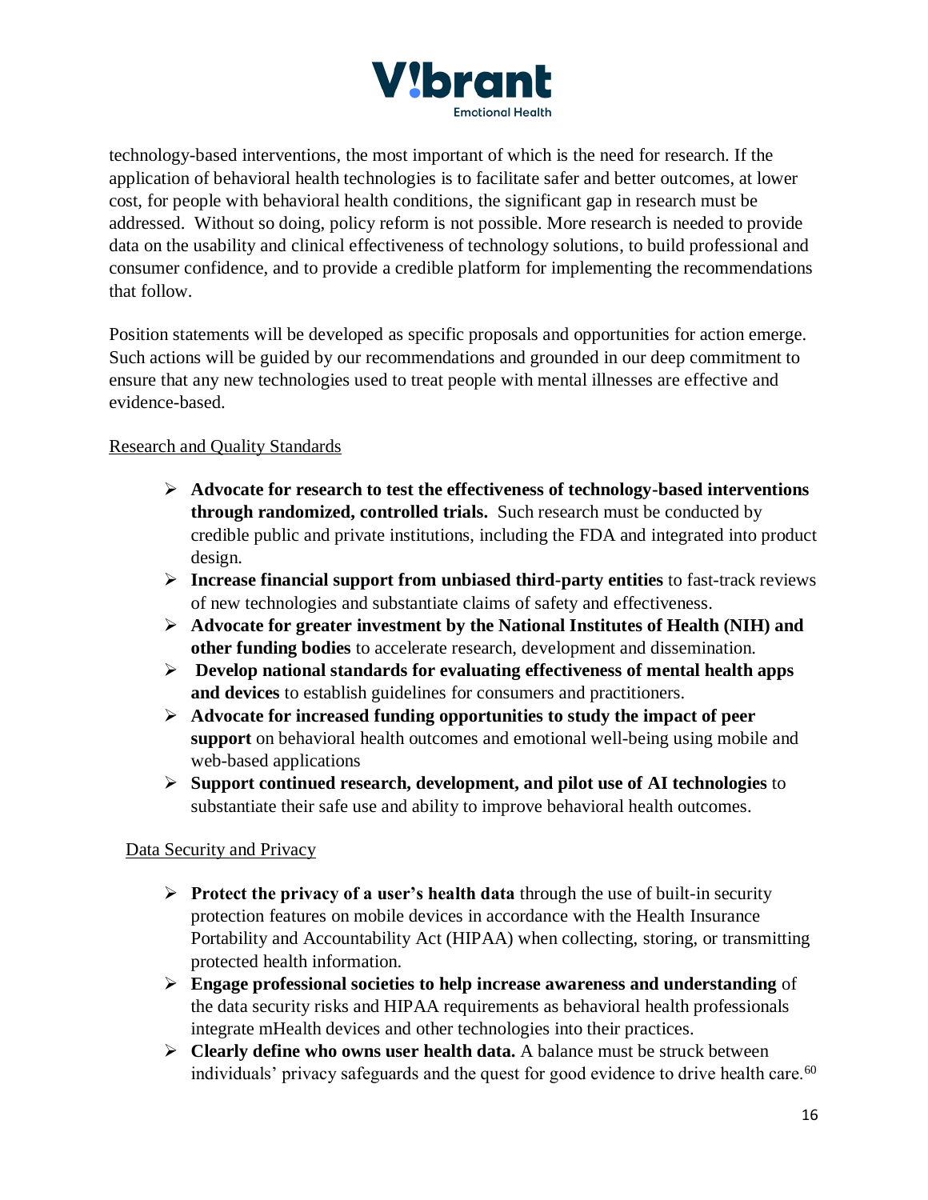technology-based interventions, the most important of which is the need for research. If the application of behavioral health technologies is to facilitate safer and better outcomes, at lower cost, for people with behavioral health conditions, the significant gap in research must be addressed. Without so doing, policy reform is not possible. More research is needed to provide data on the usability and clinical effectiveness of technology solutions, to build professional and consumer confidence, and to provide a credible platform for implementing the recommendations that follow.

Position statements will be developed as specific proposals and opportunities for action emerge. Such actions will be guided by our recommendations and grounded in our deep commitment to ensure that any new technologies used to treat people with mental illnesses are effective and evidence-based.

Research and Quality Standards

- **Advocate for research to test the effectiveness of technology-based interventions through randomized, controlled trials.** Such research must be conducted by credible public and private institutions, including the FDA and integrated into product design.
- **Increase financial support from unbiased third-party entities** to fast-track reviews of new technologies and substantiate claims of safety and effectiveness.
- **Advocate for greater investment by the National Institutes of Health (NIH) and other funding bodies** to accelerate research, development and dissemination.
- **Develop national standards for evaluating effectiveness of mental health apps and devices** to establish guidelines for consumers and practitioners.
- **Advocate for increased funding opportunities to study the impact of peer support** on behavioral health outcomes and emotional well-being using mobile and web-based applications
- **Support continued research, development, and pilot use of AI technologies** to substantiate their safe use and ability to improve behavioral health outcomes.

Data Security and Privacy

- **Protect the privacy of a user's health data** through the use of built-in security protection features on mobile devices in accordance with the Health Insurance Portability and Accountability Act (HIPAA) when collecting, storing, or transmitting protected health information.
- **Engage professional societies to help increase awareness and understanding** of the data security risks and HIPAA requirements as behavioral health professionals integrate mHealth devices and other technologies into their practices.
- **Clearly define who owns user health data.** A balance must be struck between individuals' privacy safeguards and the quest for good evidence to drive health care.[60]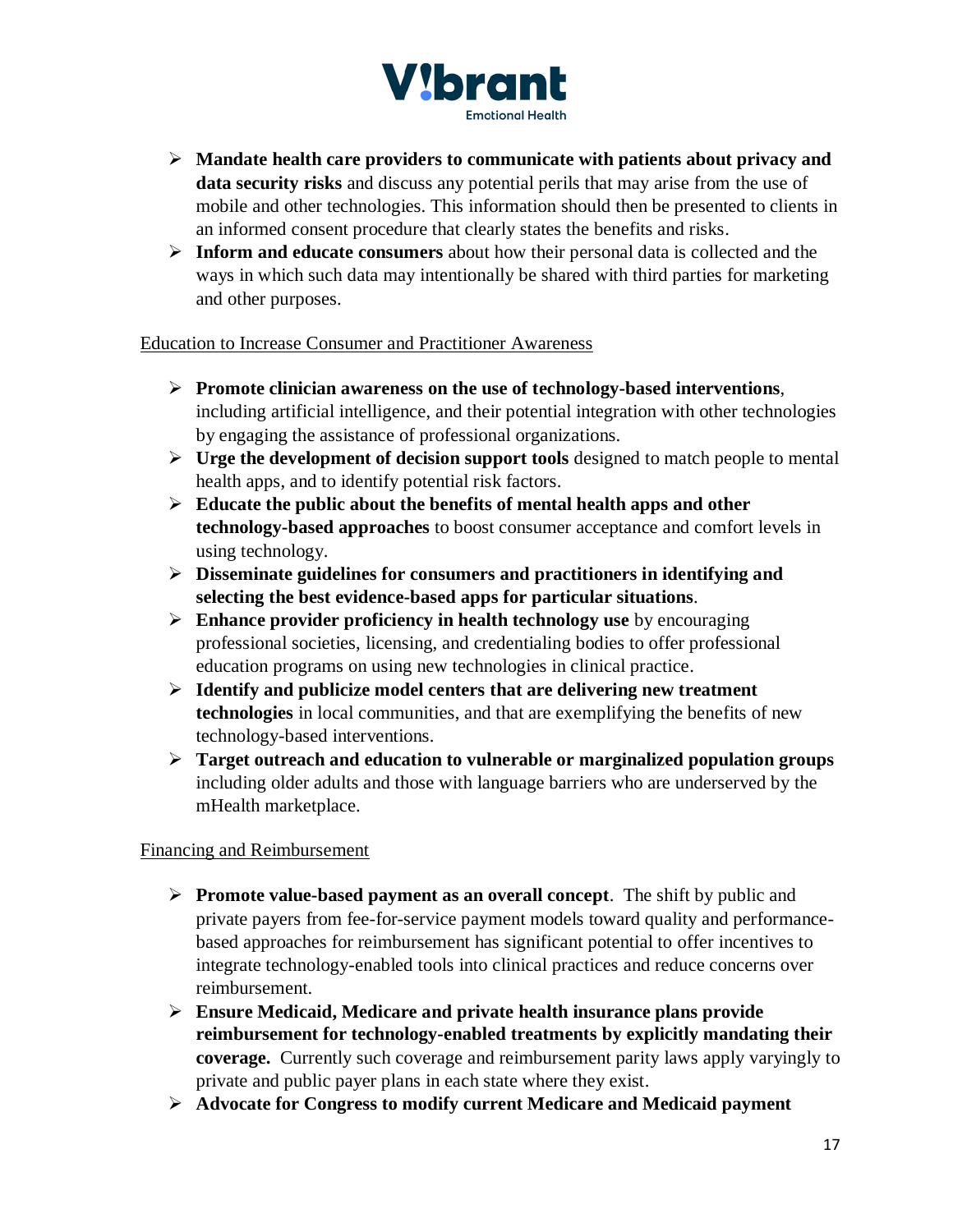- **Mandate health care providers to communicate with patients about privacy and data security risks** and discuss any potential perils that may arise from the use of mobile and other technologies. This information should then be presented to clients in an informed consent procedure that clearly states the benefits and risks.
- **Inform and educate consumers** about how their personal data is collected and the ways in which such data may intentionally be shared with third parties for marketing and other purposes.

<u>Education to Increase Consumer and Practitioner Awareness</u>

- **Promote clinician awareness on the use of technology-based interventions**, including artificial intelligence, and their potential integration with other technologies by engaging the assistance of professional organizations.
- **Urge the development of decision support tools** designed to match people to mental health apps, and to identify potential risk factors.
- **Educate the public about the benefits of mental health apps and other technology-based approaches** to boost consumer acceptance and comfort levels in using technology.
- **Disseminate guidelines for consumers and practitioners in identifying and selecting the best evidence-based apps for particular situations**.
- **Enhance provider proficiency in health technology use** by encouraging professional societies, licensing, and credentialing bodies to offer professional education programs on using new technologies in clinical practice.
- **Identify and publicize model centers that are delivering new treatment technologies** in local communities, and that are exemplifying the benefits of new technology-based interventions.
- **Target outreach and education to vulnerable or marginalized population groups** including older adults and those with language barriers who are underserved by the mHealth marketplace.

<u>Financing and Reimbursement</u>

- **Promote value-based payment as an overall concept**. The shift by public and private payers from fee-for-service payment models toward quality and performance-based approaches for reimbursement has significant potential to offer incentives to integrate technology-enabled tools into clinical practices and reduce concerns over reimbursement.
- **Ensure Medicaid, Medicare and private health insurance plans provide reimbursement for technology-enabled treatments by explicitly mandating their coverage.** Currently such coverage and reimbursement parity laws apply varyingly to private and public payer plans in each state where they exist.
- **Advocate for Congress to modify current Medicare and Medicaid payment**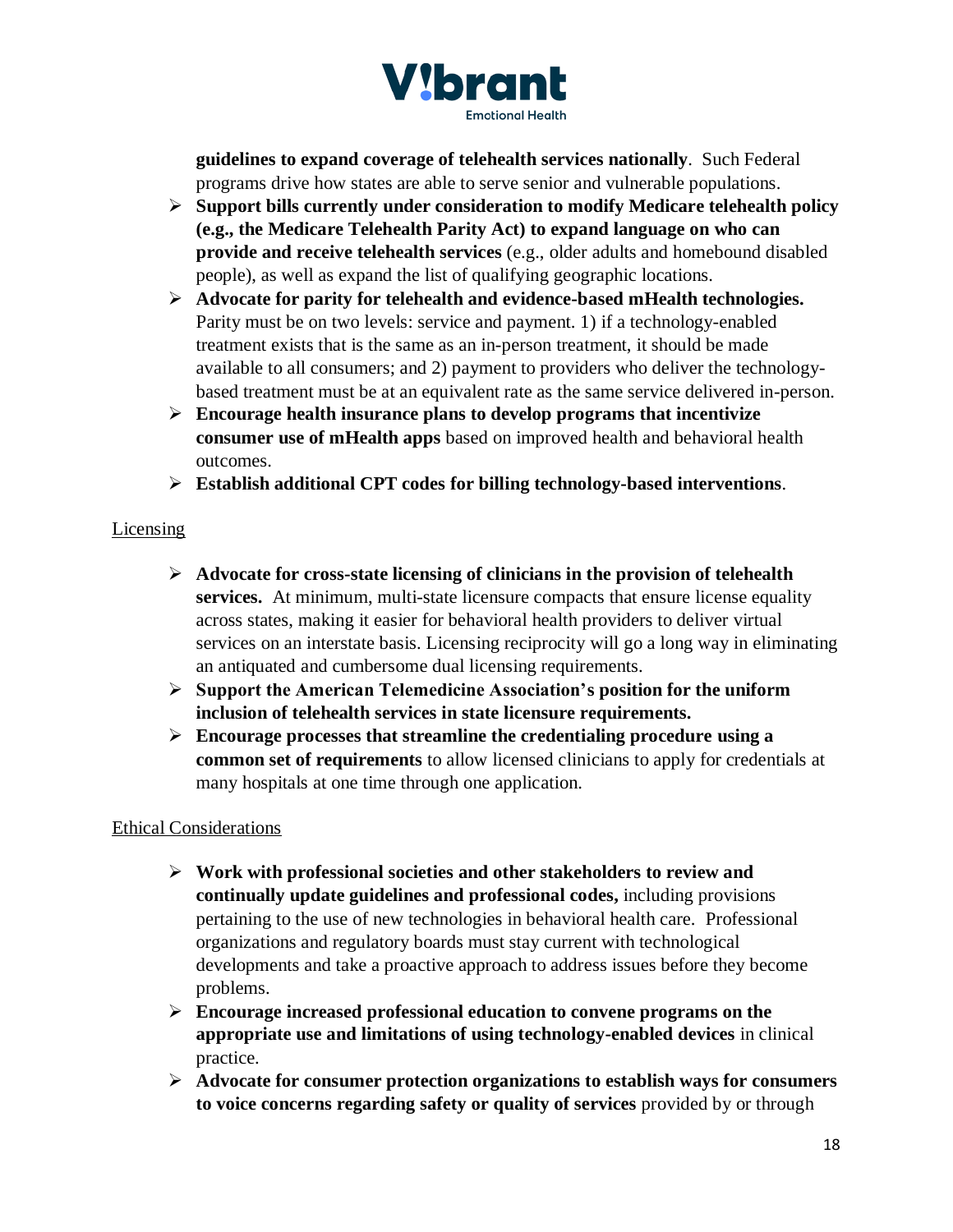**guidelines to expand coverage of telehealth services nationally**. Such Federal programs drive how states are able to serve senior and vulnerable populations.

- **Support bills currently under consideration to modify Medicare telehealth policy (e.g., the Medicare Telehealth Parity Act) to expand language on who can provide and receive telehealth services** (e.g., older adults and homebound disabled people), as well as expand the list of qualifying geographic locations.
- **Advocate for parity for telehealth and evidence-based mHealth technologies.** Parity must be on two levels: service and payment. 1) if a technology-enabled treatment exists that is the same as an in-person treatment, it should be made available to all consumers; and 2) payment to providers who deliver the technology-based treatment must be at an equivalent rate as the same service delivered in-person.
- **Encourage health insurance plans to develop programs that incentivize consumer use of mHealth apps** based on improved health and behavioral health outcomes.
- **Establish additional CPT codes for billing technology-based interventions**.

Licensing

- **Advocate for cross-state licensing of clinicians in the provision of telehealth services.** At minimum, multi-state licensure compacts that ensure license equality across states, making it easier for behavioral health providers to deliver virtual services on an interstate basis. Licensing reciprocity will go a long way in eliminating an antiquated and cumbersome dual licensing requirements.
- **Support the American Telemedicine Association's position for the uniform inclusion of telehealth services in state licensure requirements.**
- **Encourage processes that streamline the credentialing procedure using a common set of requirements** to allow licensed clinicians to apply for credentials at many hospitals at one time through one application.

Ethical Considerations

- **Work with professional societies and other stakeholders to review and continually update guidelines and professional codes,** including provisions pertaining to the use of new technologies in behavioral health care. Professional organizations and regulatory boards must stay current with technological developments and take a proactive approach to address issues before they become problems.
- **Encourage increased professional education to convene programs on the appropriate use and limitations of using technology-enabled devices** in clinical practice.
- **Advocate for consumer protection organizations to establish ways for consumers to voice concerns regarding safety or quality of services** provided by or through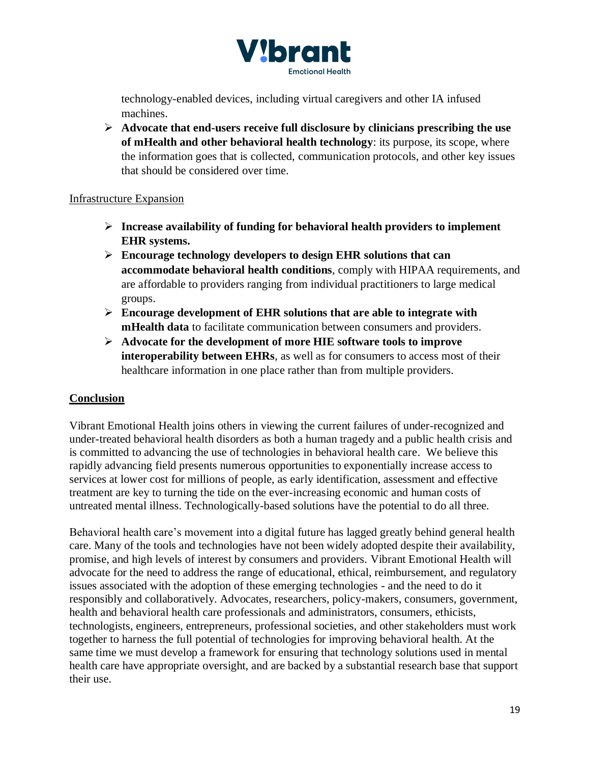technology-enabled devices, including virtual caregivers and other IA infused machines.

- **Advocate that end-users receive full disclosure by clinicians prescribing the use of mHealth and other behavioral health technology**: its purpose, its scope, where the information goes that is collected, communication protocols, and other key issues that should be considered over time.

<u>Infrastructure Expansion</u>

- **Increase availability of funding for behavioral health providers to implement EHR systems.**
- **Encourage technology developers to design EHR solutions that can accommodate behavioral health conditions**, comply with HIPAA requirements, and are affordable to providers ranging from individual practitioners to large medical groups.
- **Encourage development of EHR solutions that are able to integrate with mHealth data** to facilitate communication between consumers and providers.
- **Advocate for the development of more HIE software tools to improve interoperability between EHRs**, as well as for consumers to access most of their healthcare information in one place rather than from multiple providers.

## Conclusion

Vibrant Emotional Health joins others in viewing the current failures of under-recognized and under-treated behavioral health disorders as both a human tragedy and a public health crisis and is committed to advancing the use of technologies in behavioral health care. We believe this rapidly advancing field presents numerous opportunities to exponentially increase access to services at lower cost for millions of people, as early identification, assessment and effective treatment are key to turning the tide on the ever-increasing economic and human costs of untreated mental illness. Technologically-based solutions have the potential to do all three.

Behavioral health care's movement into a digital future has lagged greatly behind general health care. Many of the tools and technologies have not been widely adopted despite their availability, promise, and high levels of interest by consumers and providers. Vibrant Emotional Health will advocate for the need to address the range of educational, ethical, reimbursement, and regulatory issues associated with the adoption of these emerging technologies - and the need to do it responsibly and collaboratively. Advocates, researchers, policy-makers, consumers, government, health and behavioral health care professionals and administrators, consumers, ethicists, technologists, engineers, entrepreneurs, professional societies, and other stakeholders must work together to harness the full potential of technologies for improving behavioral health. At the same time we must develop a framework for ensuring that technology solutions used in mental health care have appropriate oversight, and are backed by a substantial research base that support their use.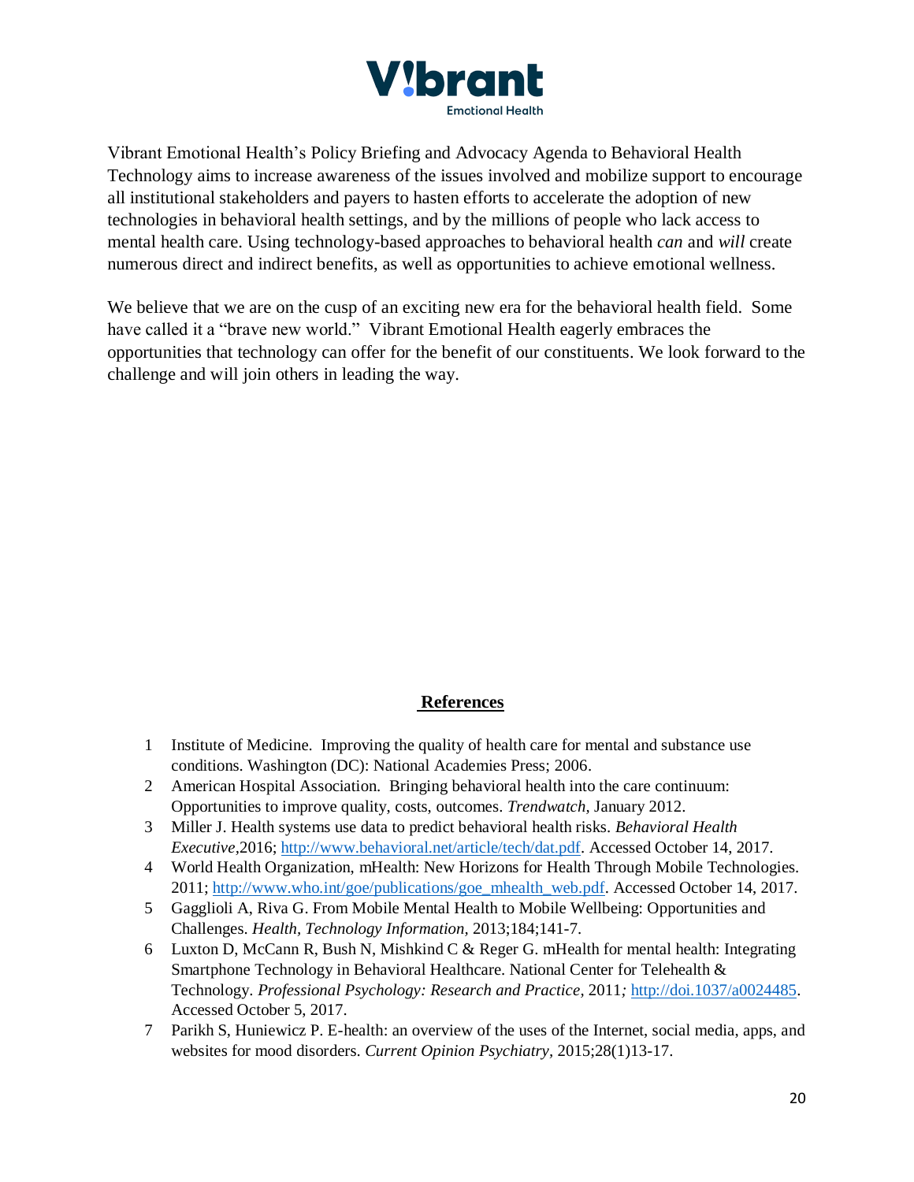Vibrant Emotional Health's Policy Briefing and Advocacy Agenda to Behavioral Health Technology aims to increase awareness of the issues involved and mobilize support to encourage all institutional stakeholders and payers to hasten efforts to accelerate the adoption of new technologies in behavioral health settings, and by the millions of people who lack access to mental health care. Using technology-based approaches to behavioral health *can* and *will* create numerous direct and indirect benefits, as well as opportunities to achieve emotional wellness.

We believe that we are on the cusp of an exciting new era for the behavioral health field. Some have called it a "brave new world." Vibrant Emotional Health eagerly embraces the opportunities that technology can offer for the benefit of our constituents. We look forward to the challenge and will join others in leading the way.

## References

1. Institute of Medicine. Improving the quality of health care for mental and substance use conditions. Washington (DC): National Academies Press; 2006.
2. American Hospital Association. Bringing behavioral health into the care continuum: Opportunities to improve quality, costs, outcomes. *Trendwatch*, January 2012.
3. Miller J. Health systems use data to predict behavioral health risks. *Behavioral Health Executive*,2016; http://www.behavioral.net/article/tech/dat.pdf. Accessed October 14, 2017.
4. World Health Organization, mHealth: New Horizons for Health Through Mobile Technologies. 2011; http://www.who.int/goe/publications/goe_mhealth_web.pdf. Accessed October 14, 2017.
5. Gagglioli A, Riva G. From Mobile Mental Health to Mobile Wellbeing: Opportunities and Challenges. *Health, Technology Information*, 2013;184;141-7.
6. Luxton D, McCann R, Bush N, Mishkind C & Reger G. mHealth for mental health: Integrating Smartphone Technology in Behavioral Healthcare. National Center for Telehealth & Technology. *Professional Psychology: Research and Practice*, 2011; http://doi.1037/a0024485. Accessed October 5, 2017.
7. Parikh S, Huniewicz P. E-health: an overview of the uses of the Internet, social media, apps, and websites for mood disorders. *Current Opinion Psychiatry*, 2015;28(1)13-17.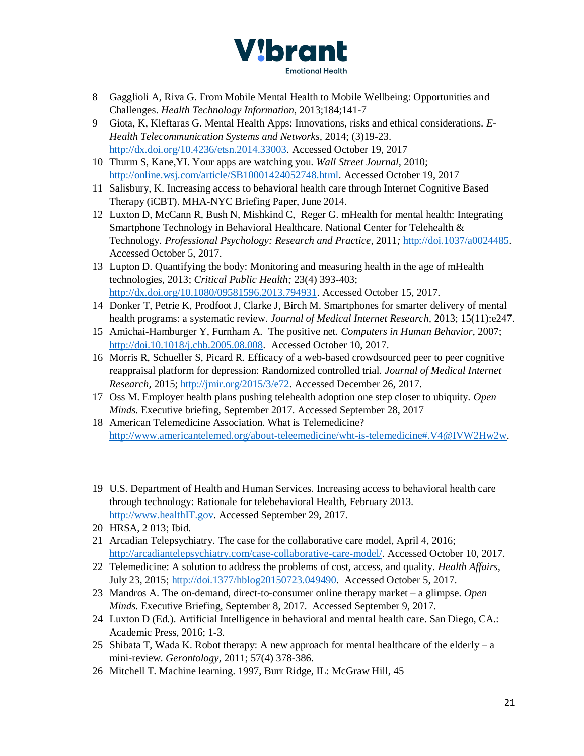8. Gaggliolі A, Riva G. From Mobile Mental Health to Mobile Wellbeing: Opportunities and Challenges. *Health Technology Information*, 2013;184;141-7
9. Giota, K, Kleftaras G. Mental Health Apps: Innovations, risks and ethical considerations. *E-Health Telecommunication Systems and Networks*, 2014; (3)19-23. http://dx.doi.org/10.4236/etsn.2014.33003. Accessed October 19, 2017
10. Thurm S, Kane,YI. Your apps are watching you. *Wall Street Journal*, 2010; http://online.wsj.com/article/SB10001424052748.html. Accessed October 19, 2017
11. Salisbury, K. Increasing access to behavioral health care through Internet Cognitive Based Therapy (iCBT). MHA-NYC Briefing Paper, June 2014.
12. Luxton D, McCann R, Bush N, Mishkind C, Reger G. mHealth for mental health: Integrating Smartphone Technology in Behavioral Healthcare. National Center for Telehealth & Technology. *Professional Psychology: Research and Practice*, 2011*;* http://doi.1037/a0024485. Accessed October 5, 2017.
13. Lupton D. Quantifying the body: Monitoring and measuring health in the age of mHealth technologies, 2013; *Critical Public Health;* 23(4) 393-403; http://dx.doi.org/10.1080/09581596.2013.794931. Accessed October 15, 2017.
14. Donker T, Petrie K, Prodfoot J, Clarke J, Birch M. Smartphones for smarter delivery of mental health programs: a systematic review. *Journal of Medical Internet Research*, 2013; 15(11):e247.
15. Amichai-Hamburger Y, Furnham A. The positive net. *Computers in Human Behavior*, 2007; http://doi.10.1018/j.chb.2005.08.008. Accessed October 10, 2017.
16. Morris R, Schueller S, Picard R. Efficacy of a web-based crowdsourced peer to peer cognitive reappraisal platform for depression: Randomized controlled trial. *Journal of Medical Internet Research*, 2015; http://jmir.org/2015/3/e72. Accessed December 26, 2017.
17. Oss M. Employer health plans pushing telehealth adoption one step closer to ubiquity. *Open Minds.* Executive briefing, September 2017. Accessed September 28, 2017
18. American Telemedicine Association. What is Telemedicine? http://www.americantelemed.org/about-teleemedicine/wht-is-telemedicine#.V4@IVW2Hw2w.
19. U.S. Department of Health and Human Services. Increasing access to behavioral health care through technology: Rationale for telebehavioral Health, February 2013. http://www.healthIT.gov. Accessed September 29, 2017.
20. HRSA, 2 013; Ibid.
21. Arcadian Telepsychiatry. The case for the collaborative care model, April 4, 2016; http://arcadiantelepsychiatry.com/case-collaborative-care-model/. Accessed October 10, 2017.
22. Telemedicine: A solution to address the problems of cost, access, and quality. *Health Affairs*, July 23, 2015; http://doi.1377/hblog20150723.049490. Accessed October 5, 2017.
23. Mandros A. The on-demand, direct-to-consumer online therapy market – a glimpse. *Open Minds.* Executive Briefing, September 8, 2017. Accessed September 9, 2017.
24. Luxton D (Ed.). Artificial Intelligence in behavioral and mental health care. San Diego, CA.: Academic Press, 2016; 1-3.
25. Shibata T, Wada K. Robot therapy: A new approach for mental healthcare of the elderly – a mini-review. *Gerontology*, 2011; 57(4) 378-386.
26. Mitchell T. Machine learning. 1997, Burr Ridge, IL: McGraw Hill, 45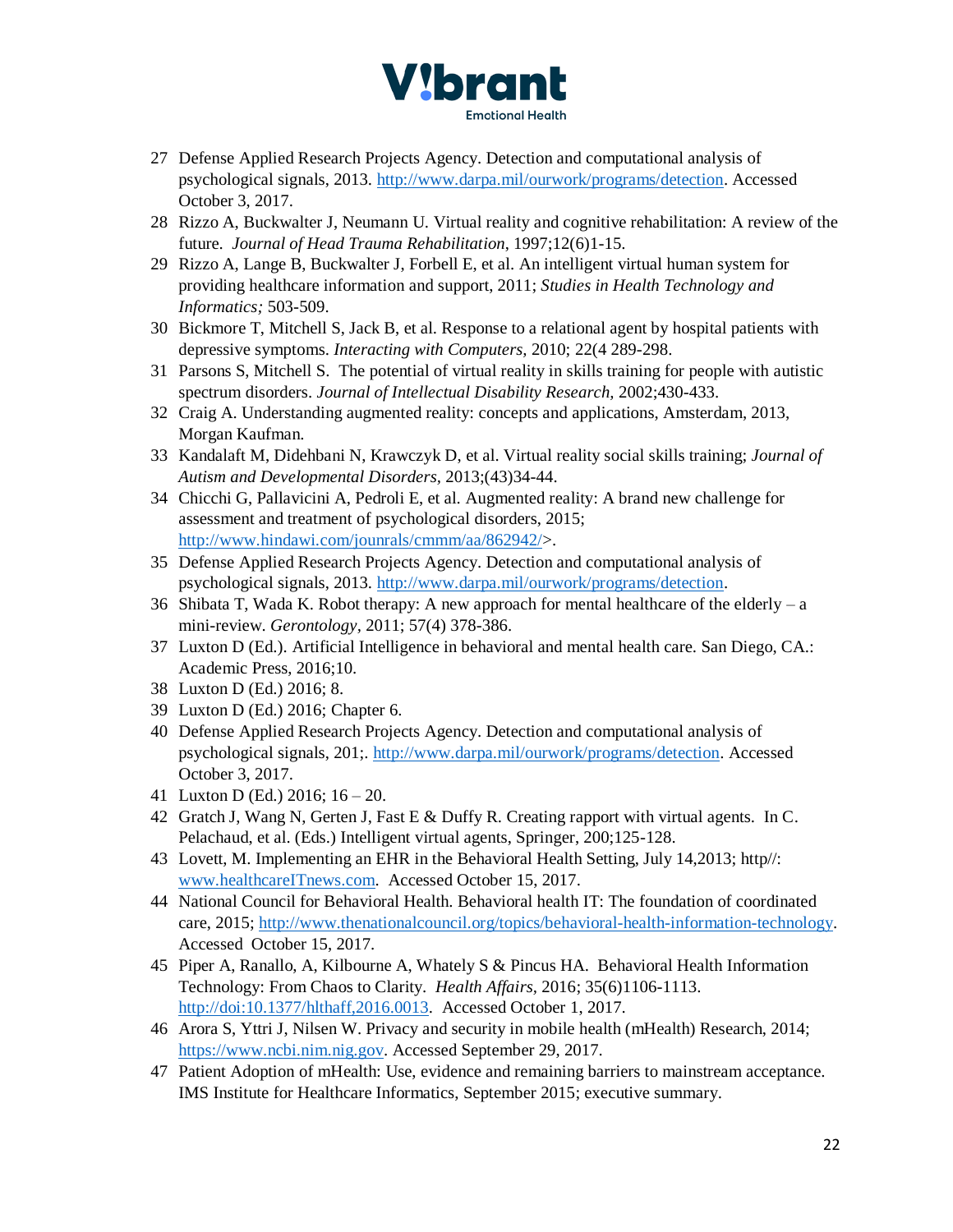27 Defense Applied Research Projects Agency. Detection and computational analysis of psychological signals, 2013. http://www.darpa.mil/ourwork/programs/detection. Accessed October 3, 2017.

28 Rizzo A, Buckwalter J, Neumann U. Virtual reality and cognitive rehabilitation: A review of the future. *Journal of Head Trauma Rehabilitation*, 1997;12(6)1-15.

29 Rizzo A, Lange B, Buckwalter J, Forbell E, et al. An intelligent virtual human system for providing healthcare information and support, 2011; *Studies in Health Technology and Informatics;* 503-509.

30 Bickmore T, Mitchell S, Jack B, et al. Response to a relational agent by hospital patients with depressive symptoms. *Interacting with Computers,* 2010; 22(4 289-298.

31 Parsons S, Mitchell S. The potential of virtual reality in skills training for people with autistic spectrum disorders. *Journal of Intellectual Disability Research,* 2002;430-433.

32 Craig A. Understanding augmented reality: concepts and applications, Amsterdam, 2013, Morgan Kaufman.

33 Kandalaft M, Didehbani N, Krawczyk D, et al. Virtual reality social skills training; *Journal of Autism and Developmental Disorders,* 2013;(43)34-44.

34 Chicchi G, Pallavicini A, Pedroli E, et al. Augmented reality: A brand new challenge for assessment and treatment of psychological disorders, 2015; http://www.hindawi.com/jounrals/cmmm/aa/862942/>.

35 Defense Applied Research Projects Agency. Detection and computational analysis of psychological signals, 2013. http://www.darpa.mil/ourwork/programs/detection.

36 Shibata T, Wada K. Robot therapy: A new approach for mental healthcare of the elderly – a mini-review. *Gerontology,* 2011; 57(4) 378-386.

37 Luxton D (Ed.). Artificial Intelligence in behavioral and mental health care. San Diego, CA.: Academic Press, 2016;10.

38 Luxton D (Ed.) 2016; 8.

39 Luxton D (Ed.) 2016; Chapter 6.

40 Defense Applied Research Projects Agency. Detection and computational analysis of psychological signals, 201;. http://www.darpa.mil/ourwork/programs/detection. Accessed October 3, 2017.

41 Luxton D (Ed.) 2016; 16 – 20.

42 Gratch J, Wang N, Gerten J, Fast E & Duffy R. Creating rapport with virtual agents. In C. Pelachaud, et al. (Eds.) Intelligent virtual agents, Springer, 200;125-128.

43 Lovett, M. Implementing an EHR in the Behavioral Health Setting, July 14,2013; http//: www.healthcareITnews.com. Accessed October 15, 2017.

44 National Council for Behavioral Health. Behavioral health IT: The foundation of coordinated care, 2015; http://www.thenationalcouncil.org/topics/behavioral-health-information-technology. Accessed October 15, 2017.

45 Piper A, Ranallo, A, Kilbourne A, Whately S & Pincus HA. Behavioral Health Information Technology: From Chaos to Clarity. *Health Affairs,* 2016; 35(6)1106-1113. http://doi:10.1377/hlthaff,2016.0013. Accessed October 1, 2017.

46 Arora S, Yttri J, Nilsen W. Privacy and security in mobile health (mHealth) Research, 2014; https://www.ncbi.nim.nig.gov. Accessed September 29, 2017.

47 Patient Adoption of mHealth: Use, evidence and remaining barriers to mainstream acceptance. IMS Institute for Healthcare Informatics, September 2015; executive summary.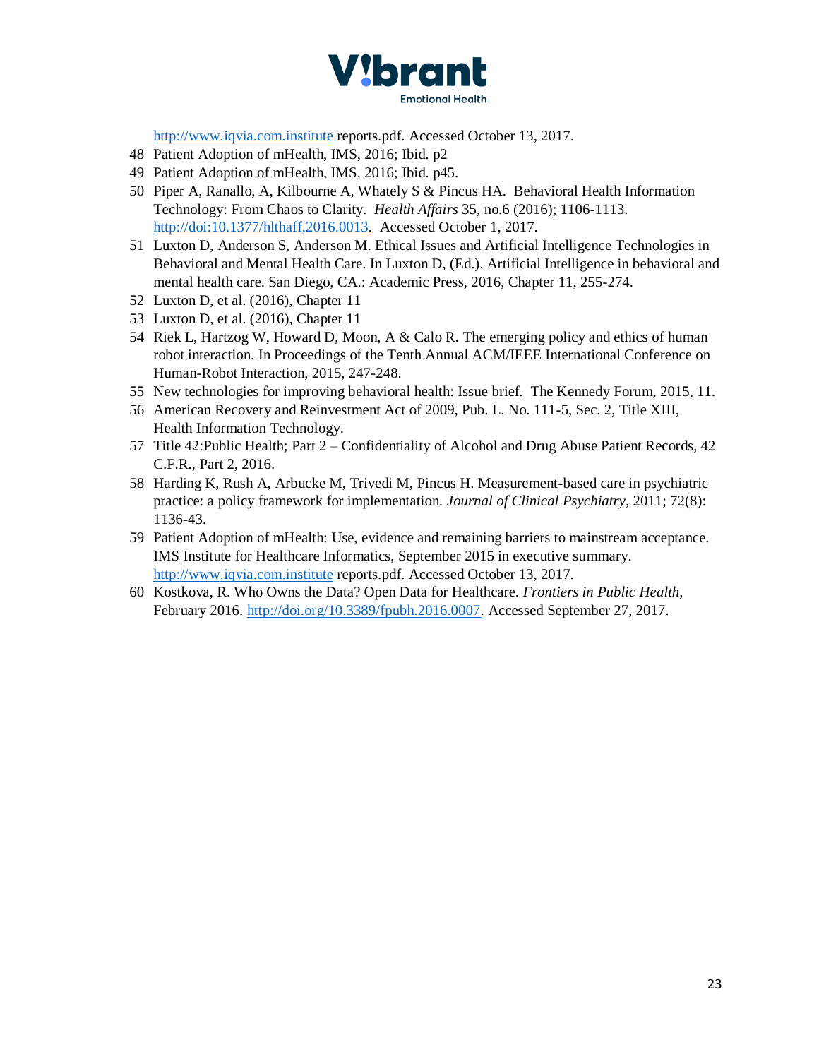http://www.iqvia.com.institute reports.pdf. Accessed October 13, 2017.

48 Patient Adoption of mHealth, IMS, 2016; Ibid. p2
49 Patient Adoption of mHealth, IMS, 2016; Ibid. p45.
50 Piper A, Ranallo, A, Kilbourne A, Whately S & Pincus HA. Behavioral Health Information Technology: From Chaos to Clarity. *Health Affairs* 35, no.6 (2016); 1106-1113. http://doi:10.1377/hlthaff,2016.0013. Accessed October 1, 2017.
51 Luxton D, Anderson S, Anderson M. Ethical Issues and Artificial Intelligence Technologies in Behavioral and Mental Health Care. In Luxton D, (Ed.), Artificial Intelligence in behavioral and mental health care. San Diego, CA.: Academic Press, 2016, Chapter 11, 255-274.
52 Luxton D, et al. (2016), Chapter 11
53 Luxton D, et al. (2016), Chapter 11
54 Riek L, Hartzog W, Howard D, Moon, A & Calo R. The emerging policy and ethics of human robot interaction. In Proceedings of the Tenth Annual ACM/IEEE International Conference on Human-Robot Interaction, 2015, 247-248.
55 New technologies for improving behavioral health: Issue brief. The Kennedy Forum, 2015, 11.
56 American Recovery and Reinvestment Act of 2009, Pub. L. No. 111-5, Sec. 2, Title XIII, Health Information Technology.
57 Title 42:Public Health; Part 2 – Confidentiality of Alcohol and Drug Abuse Patient Records, 42 C.F.R., Part 2, 2016.
58 Harding K, Rush A, Arbucke M, Trivedi M, Pincus H. Measurement-based care in psychiatric practice: a policy framework for implementation. *Journal of Clinical Psychiatry,* 2011; 72(8): 1136-43.
59 Patient Adoption of mHealth: Use, evidence and remaining barriers to mainstream acceptance. IMS Institute for Healthcare Informatics, September 2015 in executive summary. http://www.iqvia.com.institute reports.pdf. Accessed October 13, 2017.
60 Kostkova, R. Who Owns the Data? Open Data for Healthcare. *Frontiers in Public Health,* February 2016. http://doi.org/10.3389/fpubh.2016.0007. Accessed September 27, 2017.